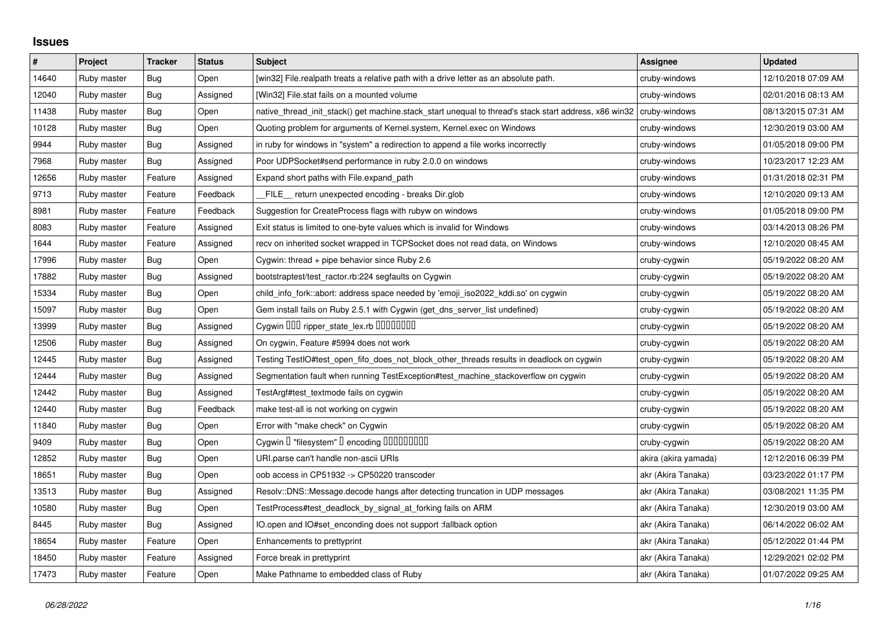## Issues

| # | Project | Tracker | Status | Subject | Assignee | Updated |
|---|---|---|---|---|---|---|
| 14640 | Ruby master | Bug | Open | [win32] File.realpath treats a relative path with a drive letter as an absolute path. | cruby-windows | 12/10/2018 07:09 AM |
| 12040 | Ruby master | Bug | Assigned | [Win32] File.stat fails on a mounted volume | cruby-windows | 02/01/2016 08:13 AM |
| 11438 | Ruby master | Bug | Open | native_thread_init_stack() get machine.stack_start unequal to thread's stack start address, x86 win32 | cruby-windows | 08/13/2015 07:31 AM |
| 10128 | Ruby master | Bug | Open | Quoting problem for arguments of Kernel.system, Kernel.exec on Windows | cruby-windows | 12/30/2019 03:00 AM |
| 9944 | Ruby master | Bug | Assigned | in ruby for windows in "system" a redirection to append a file works incorrectly | cruby-windows | 01/05/2018 09:00 PM |
| 7968 | Ruby master | Bug | Assigned | Poor UDPSocket#send performance in ruby 2.0.0 on windows | cruby-windows | 10/23/2017 12:23 AM |
| 12656 | Ruby master | Feature | Assigned | Expand short paths with File.expand_path | cruby-windows | 01/31/2018 02:31 PM |
| 9713 | Ruby master | Feature | Feedback | __FILE__ return unexpected encoding - breaks Dir.glob | cruby-windows | 12/10/2020 09:13 AM |
| 8981 | Ruby master | Feature | Feedback | Suggestion for CreateProcess flags with rubyw on windows | cruby-windows | 01/05/2018 09:00 PM |
| 8083 | Ruby master | Feature | Assigned | Exit status is limited to one-byte values which is invalid for Windows | cruby-windows | 03/14/2013 08:26 PM |
| 1644 | Ruby master | Feature | Assigned | recv on inherited socket wrapped in TCPSocket does not read data, on Windows | cruby-windows | 12/10/2020 08:45 AM |
| 17996 | Ruby master | Bug | Open | Cygwin: thread + pipe behavior since Ruby 2.6 | cruby-cygwin | 05/19/2022 08:20 AM |
| 17882 | Ruby master | Bug | Assigned | bootstraptest/test_ractor.rb:224 segfaults on Cygwin | cruby-cygwin | 05/19/2022 08:20 AM |
| 15334 | Ruby master | Bug | Open | child_info_fork::abort: address space needed by 'emoji_iso2022_kddi.so' on cygwin | cruby-cygwin | 05/19/2022 08:20 AM |
| 15097 | Ruby master | Bug | Open | Gem install fails on Ruby 2.5.1 with Cygwin (get_dns_server_list undefined) | cruby-cygwin | 05/19/2022 08:20 AM |
| 13999 | Ruby master | Bug | Assigned | Cygwin ��� ripper_state_lex.rb ���������� | cruby-cygwin | 05/19/2022 08:20 AM |
| 12506 | Ruby master | Bug | Assigned | On cygwin, Feature #5994 does not work | cruby-cygwin | 05/19/2022 08:20 AM |
| 12445 | Ruby master | Bug | Assigned | Testing TestIO#test_open_fifo_does_not_block_other_threads results in deadlock on cygwin | cruby-cygwin | 05/19/2022 08:20 AM |
| 12444 | Ruby master | Bug | Assigned | Segmentation fault when running TestException#test_machine_stackoverflow on cygwin | cruby-cygwin | 05/19/2022 08:20 AM |
| 12442 | Ruby master | Bug | Assigned | TestArgf#test_textmode fails on cygwin | cruby-cygwin | 05/19/2022 08:20 AM |
| 12440 | Ruby master | Bug | Feedback | make test-all is not working on cygwin | cruby-cygwin | 05/19/2022 08:20 AM |
| 11840 | Ruby master | Bug | Open | Error with "make check" on Cygwin | cruby-cygwin | 05/19/2022 08:20 AM |
| 9409 | Ruby master | Bug | Open | Cygwin � "filesystem" � encoding ����������� | cruby-cygwin | 05/19/2022 08:20 AM |
| 12852 | Ruby master | Bug | Open | URI.parse can't handle non-ascii URIs | akira (akira yamada) | 12/12/2016 06:39 PM |
| 18651 | Ruby master | Bug | Open | oob access in CP51932 -> CP50220 transcoder | akr (Akira Tanaka) | 03/23/2022 01:17 PM |
| 13513 | Ruby master | Bug | Assigned | Resolv::DNS::Message.decode hangs after detecting truncation in UDP messages | akr (Akira Tanaka) | 03/08/2021 11:35 PM |
| 10580 | Ruby master | Bug | Open | TestProcess#test_deadlock_by_signal_at_forking fails on ARM | akr (Akira Tanaka) | 12/30/2019 03:00 AM |
| 8445 | Ruby master | Bug | Assigned | IO.open and IO#set_enconding does not support :fallback option | akr (Akira Tanaka) | 06/14/2022 06:02 AM |
| 18654 | Ruby master | Feature | Open | Enhancements to prettyprint | akr (Akira Tanaka) | 05/12/2022 01:44 PM |
| 18450 | Ruby master | Feature | Assigned | Force break in prettyprint | akr (Akira Tanaka) | 12/29/2021 02:02 PM |
| 17473 | Ruby master | Feature | Open | Make Pathname to embedded class of Ruby | akr (Akira Tanaka) | 01/07/2022 09:25 AM |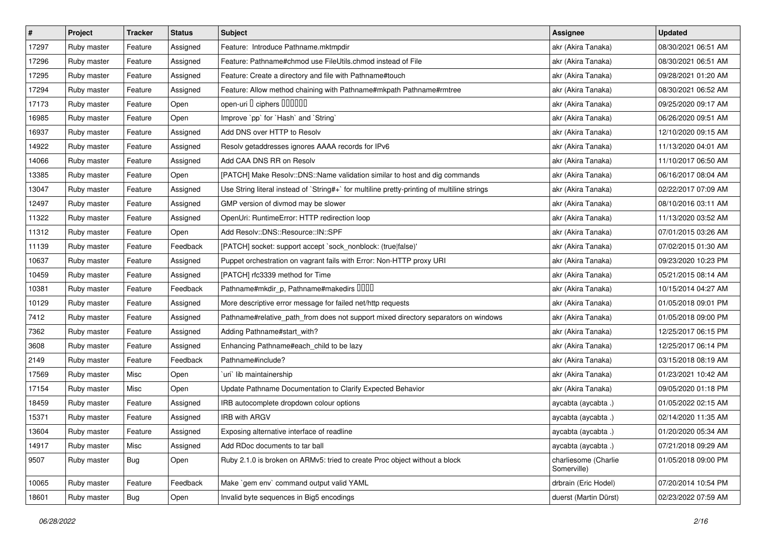| # | Project | Tracker | Status | Subject | Assignee | Updated |
| --- | --- | --- | --- | --- | --- | --- |
| 17297 | Ruby master | Feature | Assigned | Feature:  Introduce Pathname.mktmpdir | akr (Akira Tanaka) | 08/30/2021 06:51 AM |
| 17296 | Ruby master | Feature | Assigned | Feature: Pathname#chmod use FileUtils.chmod instead of File | akr (Akira Tanaka) | 08/30/2021 06:51 AM |
| 17295 | Ruby master | Feature | Assigned | Feature: Create a directory and file with Pathname#touch | akr (Akira Tanaka) | 09/28/2021 01:20 AM |
| 17294 | Ruby master | Feature | Assigned | Feature: Allow method chaining with Pathname#mkpath Pathname#rmtree | akr (Akira Tanaka) | 08/30/2021 06:52 AM |
| 17173 | Ruby master | Feature | Open | open-uri □ ciphers □□□□□□ | akr (Akira Tanaka) | 09/25/2020 09:17 AM |
| 16985 | Ruby master | Feature | Open | Improve `pp` for `Hash` and `String` | akr (Akira Tanaka) | 06/26/2020 09:51 AM |
| 16937 | Ruby master | Feature | Assigned | Add DNS over HTTP to Resolv | akr (Akira Tanaka) | 12/10/2020 09:15 AM |
| 14922 | Ruby master | Feature | Assigned | Resolv getaddresses ignores AAAA records for IPv6 | akr (Akira Tanaka) | 11/13/2020 04:01 AM |
| 14066 | Ruby master | Feature | Assigned | Add CAA DNS RR on Resolv | akr (Akira Tanaka) | 11/10/2017 06:50 AM |
| 13385 | Ruby master | Feature | Open | [PATCH] Make Resolv::DNS::Name validation similar to host and dig commands | akr (Akira Tanaka) | 06/16/2017 08:04 AM |
| 13047 | Ruby master | Feature | Assigned | Use String literal instead of `String#+` for multiline pretty-printing of multiline strings | akr (Akira Tanaka) | 02/22/2017 07:09 AM |
| 12497 | Ruby master | Feature | Assigned | GMP version of divmod may be slower | akr (Akira Tanaka) | 08/10/2016 03:11 AM |
| 11322 | Ruby master | Feature | Assigned | OpenUri: RuntimeError: HTTP redirection loop | akr (Akira Tanaka) | 11/13/2020 03:52 AM |
| 11312 | Ruby master | Feature | Open | Add Resolv::DNS::Resource::IN::SPF | akr (Akira Tanaka) | 07/01/2015 03:26 AM |
| 11139 | Ruby master | Feature | Feedback | [PATCH] socket: support accept `sock_nonblock: (true\|false)' | akr (Akira Tanaka) | 07/02/2015 01:30 AM |
| 10637 | Ruby master | Feature | Assigned | Puppet orchestration on vagrant fails with Error: Non-HTTP proxy URI | akr (Akira Tanaka) | 09/23/2020 10:23 PM |
| 10459 | Ruby master | Feature | Assigned | [PATCH] rfc3339 method for Time | akr (Akira Tanaka) | 05/21/2015 08:14 AM |
| 10381 | Ruby master | Feature | Feedback | Pathname#mkdir_p, Pathname#makedirs □□□□ | akr (Akira Tanaka) | 10/15/2014 04:27 AM |
| 10129 | Ruby master | Feature | Assigned | More descriptive error message for failed net/http requests | akr (Akira Tanaka) | 01/05/2018 09:01 PM |
| 7412 | Ruby master | Feature | Assigned | Pathname#relative_path_from does not support mixed directory separators on windows | akr (Akira Tanaka) | 01/05/2018 09:00 PM |
| 7362 | Ruby master | Feature | Assigned | Adding Pathname#start_with? | akr (Akira Tanaka) | 12/25/2017 06:15 PM |
| 3608 | Ruby master | Feature | Assigned | Enhancing Pathname#each_child to be lazy | akr (Akira Tanaka) | 12/25/2017 06:14 PM |
| 2149 | Ruby master | Feature | Feedback | Pathname#include? | akr (Akira Tanaka) | 03/15/2018 08:19 AM |
| 17569 | Ruby master | Misc | Open | `uri` lib maintainership | akr (Akira Tanaka) | 01/23/2021 10:42 AM |
| 17154 | Ruby master | Misc | Open | Update Pathname Documentation to Clarify Expected Behavior | akr (Akira Tanaka) | 09/05/2020 01:18 PM |
| 18459 | Ruby master | Feature | Assigned | IRB autocomplete dropdown colour options | aycabta (aycabta .) | 01/05/2022 02:15 AM |
| 15371 | Ruby master | Feature | Assigned | IRB with ARGV | aycabta (aycabta .) | 02/14/2020 11:35 AM |
| 13604 | Ruby master | Feature | Assigned | Exposing alternative interface of readline | aycabta (aycabta .) | 01/20/2020 05:34 AM |
| 14917 | Ruby master | Misc | Assigned | Add RDoc documents to tar ball | aycabta (aycabta .) | 07/21/2018 09:29 AM |
| 9507 | Ruby master | Bug | Open | Ruby 2.1.0 is broken on ARMv5: tried to create Proc object without a block | charliesome (Charlie Somerville) | 01/05/2018 09:00 PM |
| 10065 | Ruby master | Feature | Feedback | Make `gem env` command output valid YAML | drbrain (Eric Hodel) | 07/20/2014 10:54 PM |
| 18601 | Ruby master | Bug | Open | Invalid byte sequences in Big5 encodings | duerst (Martin Dürst) | 02/23/2022 07:59 AM |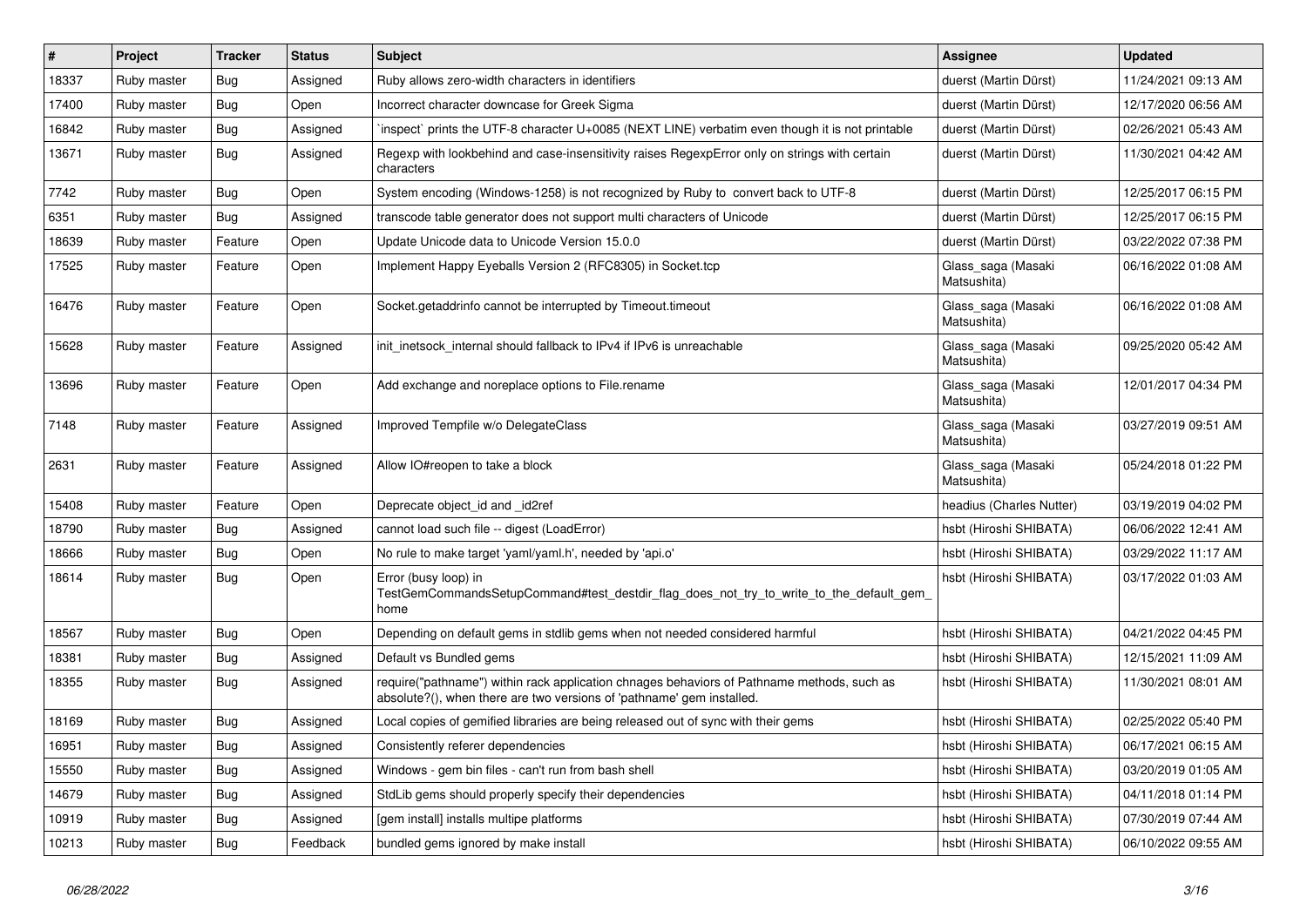| # | Project | Tracker | Status | Subject | Assignee | Updated |
|---|---|---|---|---|---|---|
| 18337 | Ruby master | Bug | Assigned | Ruby allows zero-width characters in identifiers | duerst (Martin Dürst) | 11/24/2021 09:13 AM |
| 17400 | Ruby master | Bug | Open | Incorrect character downcase for Greek Sigma | duerst (Martin Dürst) | 12/17/2020 06:56 AM |
| 16842 | Ruby master | Bug | Assigned | `inspect` prints the UTF-8 character U+0085 (NEXT LINE) verbatim even though it is not printable | duerst (Martin Dürst) | 02/26/2021 05:43 AM |
| 13671 | Ruby master | Bug | Assigned | Regexp with lookbehind and case-insensitivity raises RegexpError only on strings with certain characters | duerst (Martin Dürst) | 11/30/2021 04:42 AM |
| 7742 | Ruby master | Bug | Open | System encoding (Windows-1258) is not recognized by Ruby to convert back to UTF-8 | duerst (Martin Dürst) | 12/25/2017 06:15 PM |
| 6351 | Ruby master | Bug | Assigned | transcode table generator does not support multi characters of Unicode | duerst (Martin Dürst) | 12/25/2017 06:15 PM |
| 18639 | Ruby master | Feature | Open | Update Unicode data to Unicode Version 15.0.0 | duerst (Martin Dürst) | 03/22/2022 07:38 PM |
| 17525 | Ruby master | Feature | Open | Implement Happy Eyeballs Version 2 (RFC8305) in Socket.tcp | Glass_saga (Masaki Matsushita) | 06/16/2022 01:08 AM |
| 16476 | Ruby master | Feature | Open | Socket.getaddrinfo cannot be interrupted by Timeout.timeout | Glass_saga (Masaki Matsushita) | 06/16/2022 01:08 AM |
| 15628 | Ruby master | Feature | Assigned | init_inetsock_internal should fallback to IPv4 if IPv6 is unreachable | Glass_saga (Masaki Matsushita) | 09/25/2020 05:42 AM |
| 13696 | Ruby master | Feature | Open | Add exchange and noreplace options to File.rename | Glass_saga (Masaki Matsushita) | 12/01/2017 04:34 PM |
| 7148 | Ruby master | Feature | Assigned | Improved Tempfile w/o DelegateClass | Glass_saga (Masaki Matsushita) | 03/27/2019 09:51 AM |
| 2631 | Ruby master | Feature | Assigned | Allow IO#reopen to take a block | Glass_saga (Masaki Matsushita) | 05/24/2018 01:22 PM |
| 15408 | Ruby master | Feature | Open | Deprecate object_id and _id2ref | headius (Charles Nutter) | 03/19/2019 04:02 PM |
| 18790 | Ruby master | Bug | Assigned | cannot load such file -- digest (LoadError) | hsbt (Hiroshi SHIBATA) | 06/06/2022 12:41 AM |
| 18666 | Ruby master | Bug | Open | No rule to make target 'yaml/yaml.h', needed by 'api.o' | hsbt (Hiroshi SHIBATA) | 03/29/2022 11:17 AM |
| 18614 | Ruby master | Bug | Open | Error (busy loop) in TestGemCommandsSetupCommand#test_destdir_flag_does_not_try_to_write_to_the_default_gem_home | hsbt (Hiroshi SHIBATA) | 03/17/2022 01:03 AM |
| 18567 | Ruby master | Bug | Open | Depending on default gems in stdlib gems when not needed considered harmful | hsbt (Hiroshi SHIBATA) | 04/21/2022 04:45 PM |
| 18381 | Ruby master | Bug | Assigned | Default vs Bundled gems | hsbt (Hiroshi SHIBATA) | 12/15/2021 11:09 AM |
| 18355 | Ruby master | Bug | Assigned | require("pathname") within rack application chnages behaviors of Pathname methods, such as absolute?(), when there are two versions of 'pathname' gem installed. | hsbt (Hiroshi SHIBATA) | 11/30/2021 08:01 AM |
| 18169 | Ruby master | Bug | Assigned | Local copies of gemified libraries are being released out of sync with their gems | hsbt (Hiroshi SHIBATA) | 02/25/2022 05:40 PM |
| 16951 | Ruby master | Bug | Assigned | Consistently referer dependencies | hsbt (Hiroshi SHIBATA) | 06/17/2021 06:15 AM |
| 15550 | Ruby master | Bug | Assigned | Windows - gem bin files - can't run from bash shell | hsbt (Hiroshi SHIBATA) | 03/20/2019 01:05 AM |
| 14679 | Ruby master | Bug | Assigned | StdLib gems should properly specify their dependencies | hsbt (Hiroshi SHIBATA) | 04/11/2018 01:14 PM |
| 10919 | Ruby master | Bug | Assigned | [gem install] installs multipe platforms | hsbt (Hiroshi SHIBATA) | 07/30/2019 07:44 AM |
| 10213 | Ruby master | Bug | Feedback | bundled gems ignored by make install | hsbt (Hiroshi SHIBATA) | 06/10/2022 09:55 AM |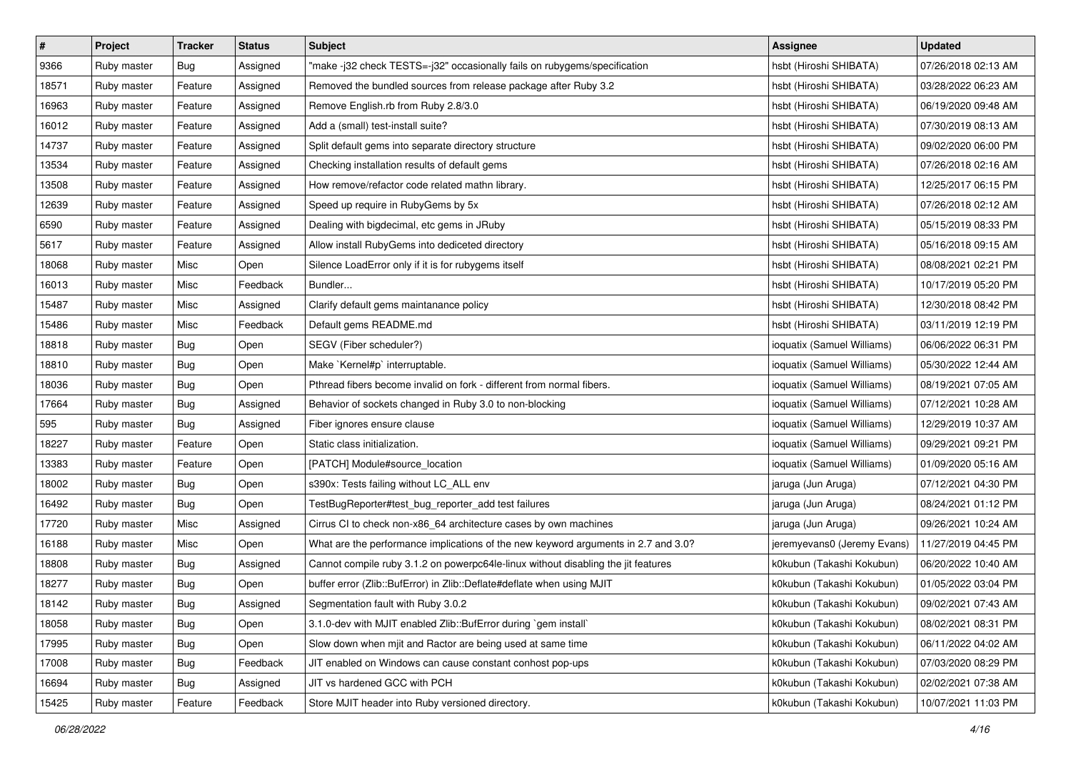| # | Project | Tracker | Status | Subject | Assignee | Updated |
|---|---|---|---|---|---|---|
| 9366 | Ruby master | Bug | Assigned | "make -j32 check TESTS=-j32" occasionally fails on rubygems/specification | hsbt (Hiroshi SHIBATA) | 07/26/2018 02:13 AM |
| 18571 | Ruby master | Feature | Assigned | Removed the bundled sources from release package after Ruby 3.2 | hsbt (Hiroshi SHIBATA) | 03/28/2022 06:23 AM |
| 16963 | Ruby master | Feature | Assigned | Remove English.rb from Ruby 2.8/3.0 | hsbt (Hiroshi SHIBATA) | 06/19/2020 09:48 AM |
| 16012 | Ruby master | Feature | Assigned | Add a (small) test-install suite? | hsbt (Hiroshi SHIBATA) | 07/30/2019 08:13 AM |
| 14737 | Ruby master | Feature | Assigned | Split default gems into separate directory structure | hsbt (Hiroshi SHIBATA) | 09/02/2020 06:00 PM |
| 13534 | Ruby master | Feature | Assigned | Checking installation results of default gems | hsbt (Hiroshi SHIBATA) | 07/26/2018 02:16 AM |
| 13508 | Ruby master | Feature | Assigned | How remove/refactor code related mathn library. | hsbt (Hiroshi SHIBATA) | 12/25/2017 06:15 PM |
| 12639 | Ruby master | Feature | Assigned | Speed up require in RubyGems by 5x | hsbt (Hiroshi SHIBATA) | 07/26/2018 02:12 AM |
| 6590 | Ruby master | Feature | Assigned | Dealing with bigdecimal, etc gems in JRuby | hsbt (Hiroshi SHIBATA) | 05/15/2019 08:33 PM |
| 5617 | Ruby master | Feature | Assigned | Allow install RubyGems into dediceted directory | hsbt (Hiroshi SHIBATA) | 05/16/2018 09:15 AM |
| 18068 | Ruby master | Misc | Open | Silence LoadError only if it is for rubygems itself | hsbt (Hiroshi SHIBATA) | 08/08/2021 02:21 PM |
| 16013 | Ruby master | Misc | Feedback | Bundler... | hsbt (Hiroshi SHIBATA) | 10/17/2019 05:20 PM |
| 15487 | Ruby master | Misc | Assigned | Clarify default gems maintanance policy | hsbt (Hiroshi SHIBATA) | 12/30/2018 08:42 PM |
| 15486 | Ruby master | Misc | Feedback | Default gems README.md | hsbt (Hiroshi SHIBATA) | 03/11/2019 12:19 PM |
| 18818 | Ruby master | Bug | Open | SEGV (Fiber scheduler?) | ioquatix (Samuel Williams) | 06/06/2022 06:31 PM |
| 18810 | Ruby master | Bug | Open | Make `Kernel#p` interruptable. | ioquatix (Samuel Williams) | 05/30/2022 12:44 AM |
| 18036 | Ruby master | Bug | Open | Pthread fibers become invalid on fork - different from normal fibers. | ioquatix (Samuel Williams) | 08/19/2021 07:05 AM |
| 17664 | Ruby master | Bug | Assigned | Behavior of sockets changed in Ruby 3.0 to non-blocking | ioquatix (Samuel Williams) | 07/12/2021 10:28 AM |
| 595 | Ruby master | Bug | Assigned | Fiber ignores ensure clause | ioquatix (Samuel Williams) | 12/29/2019 10:37 AM |
| 18227 | Ruby master | Feature | Open | Static class initialization. | ioquatix (Samuel Williams) | 09/29/2021 09:21 PM |
| 13383 | Ruby master | Feature | Open | [PATCH] Module#source_location | ioquatix (Samuel Williams) | 01/09/2020 05:16 AM |
| 18002 | Ruby master | Bug | Open | s390x: Tests failing without LC_ALL env | jaruga (Jun Aruga) | 07/12/2021 04:30 PM |
| 16492 | Ruby master | Bug | Open | TestBugReporter#test_bug_reporter_add test failures | jaruga (Jun Aruga) | 08/24/2021 01:12 PM |
| 17720 | Ruby master | Misc | Assigned | Cirrus CI to check non-x86_64 architecture cases by own machines | jaruga (Jun Aruga) | 09/26/2021 10:24 AM |
| 16188 | Ruby master | Misc | Open | What are the performance implications of the new keyword arguments in 2.7 and 3.0? | jeremyevans0 (Jeremy Evans) | 11/27/2019 04:45 PM |
| 18808 | Ruby master | Bug | Assigned | Cannot compile ruby 3.1.2 on powerpc64le-linux without disabling the jit features | k0kubun (Takashi Kokubun) | 06/20/2022 10:40 AM |
| 18277 | Ruby master | Bug | Open | buffer error (Zlib::BufError) in Zlib::Deflate#deflate when using MJIT | k0kubun (Takashi Kokubun) | 01/05/2022 03:04 PM |
| 18142 | Ruby master | Bug | Assigned | Segmentation fault with Ruby 3.0.2 | k0kubun (Takashi Kokubun) | 09/02/2021 07:43 AM |
| 18058 | Ruby master | Bug | Open | 3.1.0-dev with MJIT enabled Zlib::BufError during `gem install` | k0kubun (Takashi Kokubun) | 08/02/2021 08:31 PM |
| 17995 | Ruby master | Bug | Open | Slow down when mjit and Ractor are being used at same time | k0kubun (Takashi Kokubun) | 06/11/2022 04:02 AM |
| 17008 | Ruby master | Bug | Feedback | JIT enabled on Windows can cause constant conhost pop-ups | k0kubun (Takashi Kokubun) | 07/03/2020 08:29 PM |
| 16694 | Ruby master | Bug | Assigned | JIT vs hardened GCC with PCH | k0kubun (Takashi Kokubun) | 02/02/2021 07:38 AM |
| 15425 | Ruby master | Feature | Feedback | Store MJIT header into Ruby versioned directory. | k0kubun (Takashi Kokubun) | 10/07/2021 11:03 PM |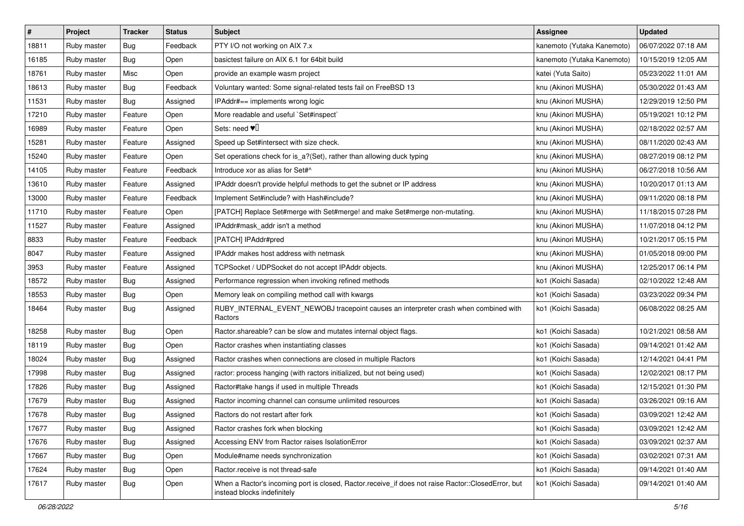| # | Project | Tracker | Status | Subject | Assignee | Updated |
|---|---|---|---|---|---|---|
| 18811 | Ruby master | Bug | Feedback | PTY I/O not working on AIX 7.x | kanemoto (Yutaka Kanemoto) | 06/07/2022 07:18 AM |
| 16185 | Ruby master | Bug | Open | basictest failure on AIX 6.1 for 64bit build | kanemoto (Yutaka Kanemoto) | 10/15/2019 12:05 AM |
| 18761 | Ruby master | Misc | Open | provide an example wasm project | katei (Yuta Saito) | 05/23/2022 11:01 AM |
| 18613 | Ruby master | Bug | Feedback | Voluntary wanted: Some signal-related tests fail on FreeBSD 13 | knu (Akinori MUSHA) | 05/30/2022 01:43 AM |
| 11531 | Ruby master | Bug | Assigned | IPAddr#== implements wrong logic | knu (Akinori MUSHA) | 12/29/2019 12:50 PM |
| 17210 | Ruby master | Feature | Open | More readable and useful `Set#inspect` | knu (Akinori MUSHA) | 05/19/2021 10:12 PM |
| 16989 | Ruby master | Feature | Open | Sets: need ♥️ | knu (Akinori MUSHA) | 02/18/2022 02:57 AM |
| 15281 | Ruby master | Feature | Assigned | Speed up Set#intersect with size check. | knu (Akinori MUSHA) | 08/11/2020 02:43 AM |
| 15240 | Ruby master | Feature | Open | Set operations check for is_a?(Set), rather than allowing duck typing | knu (Akinori MUSHA) | 08/27/2019 08:12 PM |
| 14105 | Ruby master | Feature | Feedback | Introduce xor as alias for Set#^ | knu (Akinori MUSHA) | 06/27/2018 10:56 AM |
| 13610 | Ruby master | Feature | Assigned | IPAddr doesn't provide helpful methods to get the subnet or IP address | knu (Akinori MUSHA) | 10/20/2017 01:13 AM |
| 13000 | Ruby master | Feature | Feedback | Implement Set#include? with Hash#include? | knu (Akinori MUSHA) | 09/11/2020 08:18 PM |
| 11710 | Ruby master | Feature | Open | [PATCH] Replace Set#merge with Set#merge! and make Set#merge non-mutating. | knu (Akinori MUSHA) | 11/18/2015 07:28 PM |
| 11527 | Ruby master | Feature | Assigned | IPAddr#mask_addr isn't a method | knu (Akinori MUSHA) | 11/07/2018 04:12 PM |
| 8833 | Ruby master | Feature | Feedback | [PATCH] IPAddr#pred | knu (Akinori MUSHA) | 10/21/2017 05:15 PM |
| 8047 | Ruby master | Feature | Assigned | IPAddr makes host address with netmask | knu (Akinori MUSHA) | 01/05/2018 09:00 PM |
| 3953 | Ruby master | Feature | Assigned | TCPSocket / UDPSocket do not accept IPAddr objects. | knu (Akinori MUSHA) | 12/25/2017 06:14 PM |
| 18572 | Ruby master | Bug | Assigned | Performance regression when invoking refined methods | ko1 (Koichi Sasada) | 02/10/2022 12:48 AM |
| 18553 | Ruby master | Bug | Open | Memory leak on compiling method call with kwargs | ko1 (Koichi Sasada) | 03/23/2022 09:34 PM |
| 18464 | Ruby master | Bug | Assigned | RUBY_INTERNAL_EVENT_NEWOBJ tracepoint causes an interpreter crash when combined with Ractors | ko1 (Koichi Sasada) | 06/08/2022 08:25 AM |
| 18258 | Ruby master | Bug | Open | Ractor.shareable? can be slow and mutates internal object flags. | ko1 (Koichi Sasada) | 10/21/2021 08:58 AM |
| 18119 | Ruby master | Bug | Open | Ractor crashes when instantiating classes | ko1 (Koichi Sasada) | 09/14/2021 01:42 AM |
| 18024 | Ruby master | Bug | Assigned | Ractor crashes when connections are closed in multiple Ractors | ko1 (Koichi Sasada) | 12/14/2021 04:41 PM |
| 17998 | Ruby master | Bug | Assigned | ractor: process hanging (with ractors initialized, but not being used) | ko1 (Koichi Sasada) | 12/02/2021 08:17 PM |
| 17826 | Ruby master | Bug | Assigned | Ractor#take hangs if used in multiple Threads | ko1 (Koichi Sasada) | 12/15/2021 01:30 PM |
| 17679 | Ruby master | Bug | Assigned | Ractor incoming channel can consume unlimited resources | ko1 (Koichi Sasada) | 03/26/2021 09:16 AM |
| 17678 | Ruby master | Bug | Assigned | Ractors do not restart after fork | ko1 (Koichi Sasada) | 03/09/2021 12:42 AM |
| 17677 | Ruby master | Bug | Assigned | Ractor crashes fork when blocking | ko1 (Koichi Sasada) | 03/09/2021 12:42 AM |
| 17676 | Ruby master | Bug | Assigned | Accessing ENV from Ractor raises IsolationError | ko1 (Koichi Sasada) | 03/09/2021 02:37 AM |
| 17667 | Ruby master | Bug | Open | Module#name needs synchronization | ko1 (Koichi Sasada) | 03/02/2021 07:31 AM |
| 17624 | Ruby master | Bug | Open | Ractor.receive is not thread-safe | ko1 (Koichi Sasada) | 09/14/2021 01:40 AM |
| 17617 | Ruby master | Bug | Open | When a Ractor's incoming port is closed, Ractor.receive_if does not raise Ractor::ClosedError, but instead blocks indefinitely | ko1 (Koichi Sasada) | 09/14/2021 01:40 AM |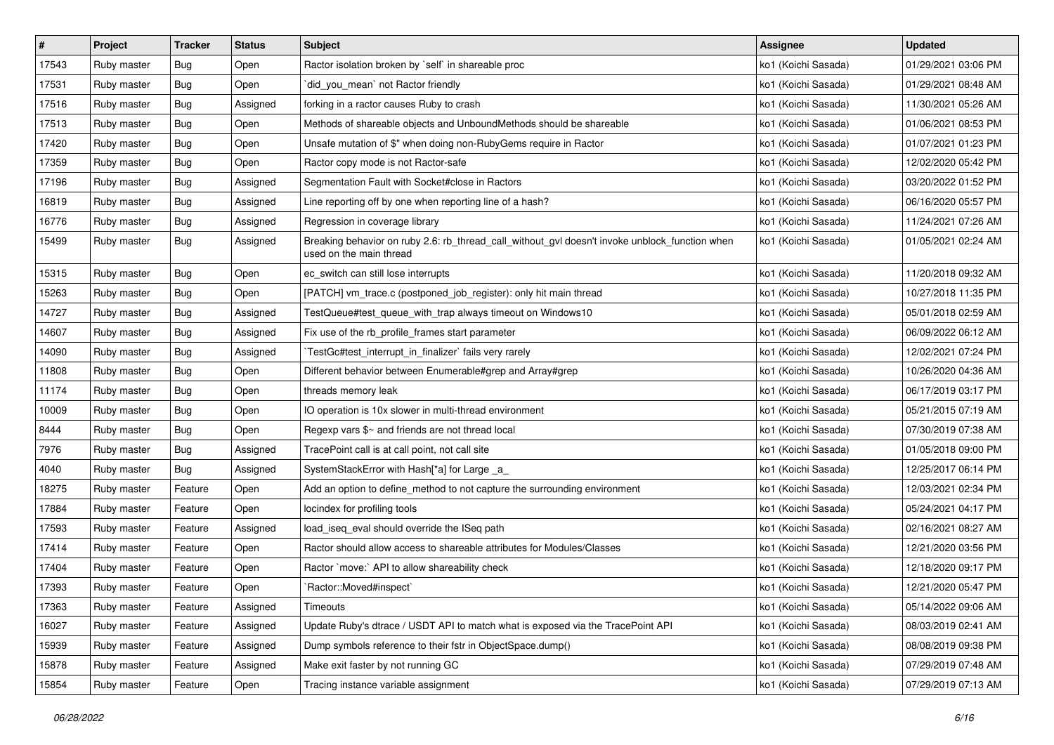| # | Project | Tracker | Status | Subject | Assignee | Updated |
|---|---|---|---|---|---|---|
| 17543 | Ruby master | Bug | Open | Ractor isolation broken by `self` in shareable proc | ko1 (Koichi Sasada) | 01/29/2021 03:06 PM |
| 17531 | Ruby master | Bug | Open | `did_you_mean` not Ractor friendly | ko1 (Koichi Sasada) | 01/29/2021 08:48 AM |
| 17516 | Ruby master | Bug | Assigned | forking in a ractor causes Ruby to crash | ko1 (Koichi Sasada) | 11/30/2021 05:26 AM |
| 17513 | Ruby master | Bug | Open | Methods of shareable objects and UnboundMethods should be shareable | ko1 (Koichi Sasada) | 01/06/2021 08:53 PM |
| 17420 | Ruby master | Bug | Open | Unsafe mutation of $" when doing non-RubyGems require in Ractor | ko1 (Koichi Sasada) | 01/07/2021 01:23 PM |
| 17359 | Ruby master | Bug | Open | Ractor copy mode is not Ractor-safe | ko1 (Koichi Sasada) | 12/02/2020 05:42 PM |
| 17196 | Ruby master | Bug | Assigned | Segmentation Fault with Socket#close in Ractors | ko1 (Koichi Sasada) | 03/20/2022 01:52 PM |
| 16819 | Ruby master | Bug | Assigned | Line reporting off by one when reporting line of a hash? | ko1 (Koichi Sasada) | 06/16/2020 05:57 PM |
| 16776 | Ruby master | Bug | Assigned | Regression in coverage library | ko1 (Koichi Sasada) | 11/24/2021 07:26 AM |
| 15499 | Ruby master | Bug | Assigned | Breaking behavior on ruby 2.6: rb_thread_call_without_gvl doesn't invoke unblock_function when used on the main thread | ko1 (Koichi Sasada) | 01/05/2021 02:24 AM |
| 15315 | Ruby master | Bug | Open | ec_switch can still lose interrupts | ko1 (Koichi Sasada) | 11/20/2018 09:32 AM |
| 15263 | Ruby master | Bug | Open | [PATCH] vm_trace.c (postponed_job_register): only hit main thread | ko1 (Koichi Sasada) | 10/27/2018 11:35 PM |
| 14727 | Ruby master | Bug | Assigned | TestQueue#test_queue_with_trap always timeout on Windows10 | ko1 (Koichi Sasada) | 05/01/2018 02:59 AM |
| 14607 | Ruby master | Bug | Assigned | Fix use of the rb_profile_frames start parameter | ko1 (Koichi Sasada) | 06/09/2022 06:12 AM |
| 14090 | Ruby master | Bug | Assigned | `TestGc#test_interrupt_in_finalizer` fails very rarely | ko1 (Koichi Sasada) | 12/02/2021 07:24 PM |
| 11808 | Ruby master | Bug | Open | Different behavior between Enumerable#grep and Array#grep | ko1 (Koichi Sasada) | 10/26/2020 04:36 AM |
| 11174 | Ruby master | Bug | Open | threads memory leak | ko1 (Koichi Sasada) | 06/17/2019 03:17 PM |
| 10009 | Ruby master | Bug | Open | IO operation is 10x slower in multi-thread environment | ko1 (Koichi Sasada) | 05/21/2015 07:19 AM |
| 8444 | Ruby master | Bug | Open | Regexp vars $~ and friends are not thread local | ko1 (Koichi Sasada) | 07/30/2019 07:38 AM |
| 7976 | Ruby master | Bug | Assigned | TracePoint call is at call point, not call site | ko1 (Koichi Sasada) | 01/05/2018 09:00 PM |
| 4040 | Ruby master | Bug | Assigned | SystemStackError with Hash[*a] for Large _a_ | ko1 (Koichi Sasada) | 12/25/2017 06:14 PM |
| 18275 | Ruby master | Feature | Open | Add an option to define_method to not capture the surrounding environment | ko1 (Koichi Sasada) | 12/03/2021 02:34 PM |
| 17884 | Ruby master | Feature | Open | locindex for profiling tools | ko1 (Koichi Sasada) | 05/24/2021 04:17 PM |
| 17593 | Ruby master | Feature | Assigned | load_iseq_eval should override the ISeq path | ko1 (Koichi Sasada) | 02/16/2021 08:27 AM |
| 17414 | Ruby master | Feature | Open | Ractor should allow access to shareable attributes for Modules/Classes | ko1 (Koichi Sasada) | 12/21/2020 03:56 PM |
| 17404 | Ruby master | Feature | Open | Ractor `move:` API to allow shareability check | ko1 (Koichi Sasada) | 12/18/2020 09:17 PM |
| 17393 | Ruby master | Feature | Open | `Ractor::Moved#inspect` | ko1 (Koichi Sasada) | 12/21/2020 05:47 PM |
| 17363 | Ruby master | Feature | Assigned | Timeouts | ko1 (Koichi Sasada) | 05/14/2022 09:06 AM |
| 16027 | Ruby master | Feature | Assigned | Update Ruby's dtrace / USDT API to match what is exposed via the TracePoint API | ko1 (Koichi Sasada) | 08/03/2019 02:41 AM |
| 15939 | Ruby master | Feature | Assigned | Dump symbols reference to their fstr in ObjectSpace.dump() | ko1 (Koichi Sasada) | 08/08/2019 09:38 PM |
| 15878 | Ruby master | Feature | Assigned | Make exit faster by not running GC | ko1 (Koichi Sasada) | 07/29/2019 07:48 AM |
| 15854 | Ruby master | Feature | Open | Tracing instance variable assignment | ko1 (Koichi Sasada) | 07/29/2019 07:13 AM |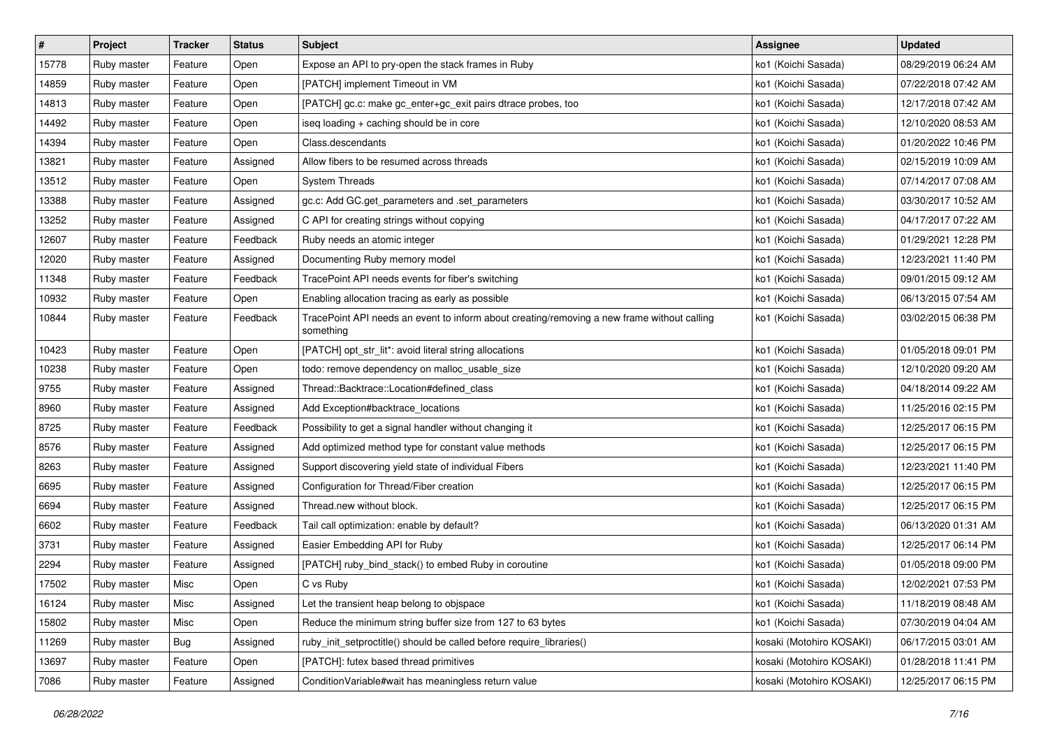| # | Project | Tracker | Status | Subject | Assignee | Updated |
| --- | --- | --- | --- | --- | --- | --- |
| 15778 | Ruby master | Feature | Open | Expose an API to pry-open the stack frames in Ruby | ko1 (Koichi Sasada) | 08/29/2019 06:24 AM |
| 14859 | Ruby master | Feature | Open | [PATCH] implement Timeout in VM | ko1 (Koichi Sasada) | 07/22/2018 07:42 AM |
| 14813 | Ruby master | Feature | Open | [PATCH] gc.c: make gc_enter+gc_exit pairs dtrace probes, too | ko1 (Koichi Sasada) | 12/17/2018 07:42 AM |
| 14492 | Ruby master | Feature | Open | iseq loading + caching should be in core | ko1 (Koichi Sasada) | 12/10/2020 08:53 AM |
| 14394 | Ruby master | Feature | Open | Class.descendants | ko1 (Koichi Sasada) | 01/20/2022 10:46 PM |
| 13821 | Ruby master | Feature | Assigned | Allow fibers to be resumed across threads | ko1 (Koichi Sasada) | 02/15/2019 10:09 AM |
| 13512 | Ruby master | Feature | Open | System Threads | ko1 (Koichi Sasada) | 07/14/2017 07:08 AM |
| 13388 | Ruby master | Feature | Assigned | gc.c: Add GC.get_parameters and .set_parameters | ko1 (Koichi Sasada) | 03/30/2017 10:52 AM |
| 13252 | Ruby master | Feature | Assigned | C API for creating strings without copying | ko1 (Koichi Sasada) | 04/17/2017 07:22 AM |
| 12607 | Ruby master | Feature | Feedback | Ruby needs an atomic integer | ko1 (Koichi Sasada) | 01/29/2021 12:28 PM |
| 12020 | Ruby master | Feature | Assigned | Documenting Ruby memory model | ko1 (Koichi Sasada) | 12/23/2021 11:40 PM |
| 11348 | Ruby master | Feature | Feedback | TracePoint API needs events for fiber's switching | ko1 (Koichi Sasada) | 09/01/2015 09:12 AM |
| 10932 | Ruby master | Feature | Open | Enabling allocation tracing as early as possible | ko1 (Koichi Sasada) | 06/13/2015 07:54 AM |
| 10844 | Ruby master | Feature | Feedback | TracePoint API needs an event to inform about creating/removing a new frame without calling something | ko1 (Koichi Sasada) | 03/02/2015 06:38 PM |
| 10423 | Ruby master | Feature | Open | [PATCH] opt_str_lit*: avoid literal string allocations | ko1 (Koichi Sasada) | 01/05/2018 09:01 PM |
| 10238 | Ruby master | Feature | Open | todo: remove dependency on malloc_usable_size | ko1 (Koichi Sasada) | 12/10/2020 09:20 AM |
| 9755 | Ruby master | Feature | Assigned | Thread::Backtrace::Location#defined_class | ko1 (Koichi Sasada) | 04/18/2014 09:22 AM |
| 8960 | Ruby master | Feature | Assigned | Add Exception#backtrace_locations | ko1 (Koichi Sasada) | 11/25/2016 02:15 PM |
| 8725 | Ruby master | Feature | Feedback | Possibility to get a signal handler without changing it | ko1 (Koichi Sasada) | 12/25/2017 06:15 PM |
| 8576 | Ruby master | Feature | Assigned | Add optimized method type for constant value methods | ko1 (Koichi Sasada) | 12/25/2017 06:15 PM |
| 8263 | Ruby master | Feature | Assigned | Support discovering yield state of individual Fibers | ko1 (Koichi Sasada) | 12/23/2021 11:40 PM |
| 6695 | Ruby master | Feature | Assigned | Configuration for Thread/Fiber creation | ko1 (Koichi Sasada) | 12/25/2017 06:15 PM |
| 6694 | Ruby master | Feature | Assigned | Thread.new without block. | ko1 (Koichi Sasada) | 12/25/2017 06:15 PM |
| 6602 | Ruby master | Feature | Feedback | Tail call optimization: enable by default? | ko1 (Koichi Sasada) | 06/13/2020 01:31 AM |
| 3731 | Ruby master | Feature | Assigned | Easier Embedding API for Ruby | ko1 (Koichi Sasada) | 12/25/2017 06:14 PM |
| 2294 | Ruby master | Feature | Assigned | [PATCH] ruby_bind_stack() to embed Ruby in coroutine | ko1 (Koichi Sasada) | 01/05/2018 09:00 PM |
| 17502 | Ruby master | Misc | Open | C vs Ruby | ko1 (Koichi Sasada) | 12/02/2021 07:53 PM |
| 16124 | Ruby master | Misc | Assigned | Let the transient heap belong to objspace | ko1 (Koichi Sasada) | 11/18/2019 08:48 AM |
| 15802 | Ruby master | Misc | Open | Reduce the minimum string buffer size from 127 to 63 bytes | ko1 (Koichi Sasada) | 07/30/2019 04:04 AM |
| 11269 | Ruby master | Bug | Assigned | ruby_init_setproctitle() should be called before require_libraries() | kosaki (Motohiro KOSAKI) | 06/17/2015 03:01 AM |
| 13697 | Ruby master | Feature | Open | [PATCH]: futex based thread primitives | kosaki (Motohiro KOSAKI) | 01/28/2018 11:41 PM |
| 7086 | Ruby master | Feature | Assigned | ConditionVariable#wait has meaningless return value | kosaki (Motohiro KOSAKI) | 12/25/2017 06:15 PM |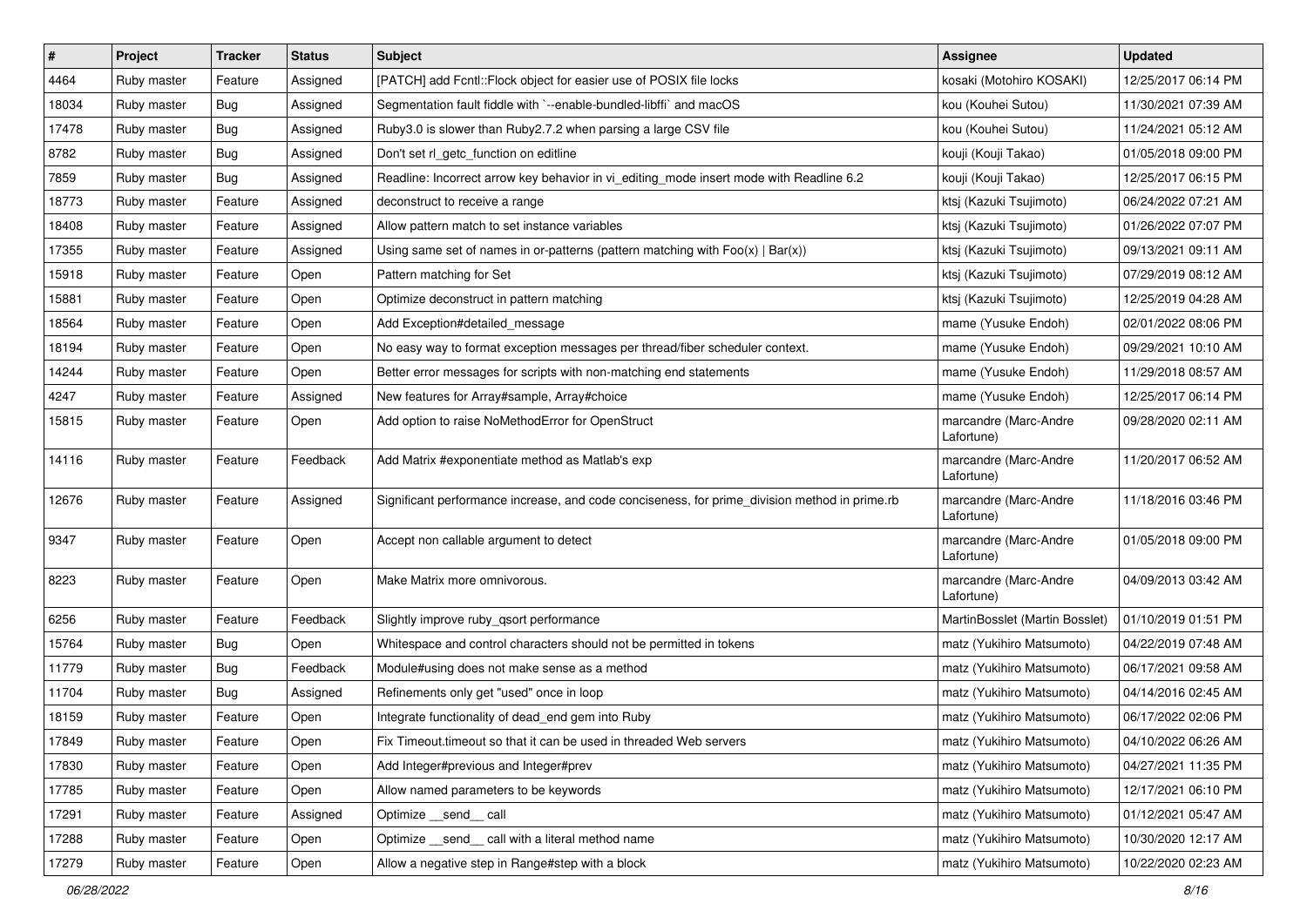| # | Project | Tracker | Status | Subject | Assignee | Updated |
|---|---|---|---|---|---|---|
| 4464 | Ruby master | Feature | Assigned | [PATCH] add Fcntl::Flock object for easier use of POSIX file locks | kosaki (Motohiro KOSAKI) | 12/25/2017 06:14 PM |
| 18034 | Ruby master | Bug | Assigned | Segmentation fault fiddle with `--enable-bundled-libffi` and macOS | kou (Kouhei Sutou) | 11/30/2021 07:39 AM |
| 17478 | Ruby master | Bug | Assigned | Ruby3.0 is slower than Ruby2.7.2 when parsing a large CSV file | kou (Kouhei Sutou) | 11/24/2021 05:12 AM |
| 8782 | Ruby master | Bug | Assigned | Don't set rl_getc_function on editline | kouji (Kouji Takao) | 01/05/2018 09:00 PM |
| 7859 | Ruby master | Bug | Assigned | Readline: Incorrect arrow key behavior in vi_editing_mode insert mode with Readline 6.2 | kouji (Kouji Takao) | 12/25/2017 06:15 PM |
| 18773 | Ruby master | Feature | Assigned | deconstruct to receive a range | ktsj (Kazuki Tsujimoto) | 06/24/2022 07:21 AM |
| 18408 | Ruby master | Feature | Assigned | Allow pattern match to set instance variables | ktsj (Kazuki Tsujimoto) | 01/26/2022 07:07 PM |
| 17355 | Ruby master | Feature | Assigned | Using same set of names in or-patterns (pattern matching with Foo(x) \| Bar(x)) | ktsj (Kazuki Tsujimoto) | 09/13/2021 09:11 AM |
| 15918 | Ruby master | Feature | Open | Pattern matching for Set | ktsj (Kazuki Tsujimoto) | 07/29/2019 08:12 AM |
| 15881 | Ruby master | Feature | Open | Optimize deconstruct in pattern matching | ktsj (Kazuki Tsujimoto) | 12/25/2019 04:28 AM |
| 18564 | Ruby master | Feature | Open | Add Exception#detailed_message | mame (Yusuke Endoh) | 02/01/2022 08:06 PM |
| 18194 | Ruby master | Feature | Open | No easy way to format exception messages per thread/fiber scheduler context. | mame (Yusuke Endoh) | 09/29/2021 10:10 AM |
| 14244 | Ruby master | Feature | Open | Better error messages for scripts with non-matching end statements | mame (Yusuke Endoh) | 11/29/2018 08:57 AM |
| 4247 | Ruby master | Feature | Assigned | New features for Array#sample, Array#choice | mame (Yusuke Endoh) | 12/25/2017 06:14 PM |
| 15815 | Ruby master | Feature | Open | Add option to raise NoMethodError for OpenStruct | marcandre (Marc-Andre Lafortune) | 09/28/2020 02:11 AM |
| 14116 | Ruby master | Feature | Feedback | Add Matrix #exponentiate method as Matlab's exp | marcandre (Marc-Andre Lafortune) | 11/20/2017 06:52 AM |
| 12676 | Ruby master | Feature | Assigned | Significant performance increase, and code conciseness, for prime_division method in prime.rb | marcandre (Marc-Andre Lafortune) | 11/18/2016 03:46 PM |
| 9347 | Ruby master | Feature | Open | Accept non callable argument to detect | marcandre (Marc-Andre Lafortune) | 01/05/2018 09:00 PM |
| 8223 | Ruby master | Feature | Open | Make Matrix more omnivorous. | marcandre (Marc-Andre Lafortune) | 04/09/2013 03:42 AM |
| 6256 | Ruby master | Feature | Feedback | Slightly improve ruby_qsort performance | MartinBosslet (Martin Bosslet) | 01/10/2019 01:51 PM |
| 15764 | Ruby master | Bug | Open | Whitespace and control characters should not be permitted in tokens | matz (Yukihiro Matsumoto) | 04/22/2019 07:48 AM |
| 11779 | Ruby master | Bug | Feedback | Module#using does not make sense as a method | matz (Yukihiro Matsumoto) | 06/17/2021 09:58 AM |
| 11704 | Ruby master | Bug | Assigned | Refinements only get "used" once in loop | matz (Yukihiro Matsumoto) | 04/14/2016 02:45 AM |
| 18159 | Ruby master | Feature | Open | Integrate functionality of dead_end gem into Ruby | matz (Yukihiro Matsumoto) | 06/17/2022 02:06 PM |
| 17849 | Ruby master | Feature | Open | Fix Timeout.timeout so that it can be used in threaded Web servers | matz (Yukihiro Matsumoto) | 04/10/2022 06:26 AM |
| 17830 | Ruby master | Feature | Open | Add Integer#previous and Integer#prev | matz (Yukihiro Matsumoto) | 04/27/2021 11:35 PM |
| 17785 | Ruby master | Feature | Open | Allow named parameters to be keywords | matz (Yukihiro Matsumoto) | 12/17/2021 06:10 PM |
| 17291 | Ruby master | Feature | Assigned | Optimize __send__ call | matz (Yukihiro Matsumoto) | 01/12/2021 05:47 AM |
| 17288 | Ruby master | Feature | Open | Optimize __send__ call with a literal method name | matz (Yukihiro Matsumoto) | 10/30/2020 12:17 AM |
| 17279 | Ruby master | Feature | Open | Allow a negative step in Range#step with a block | matz (Yukihiro Matsumoto) | 10/22/2020 02:23 AM |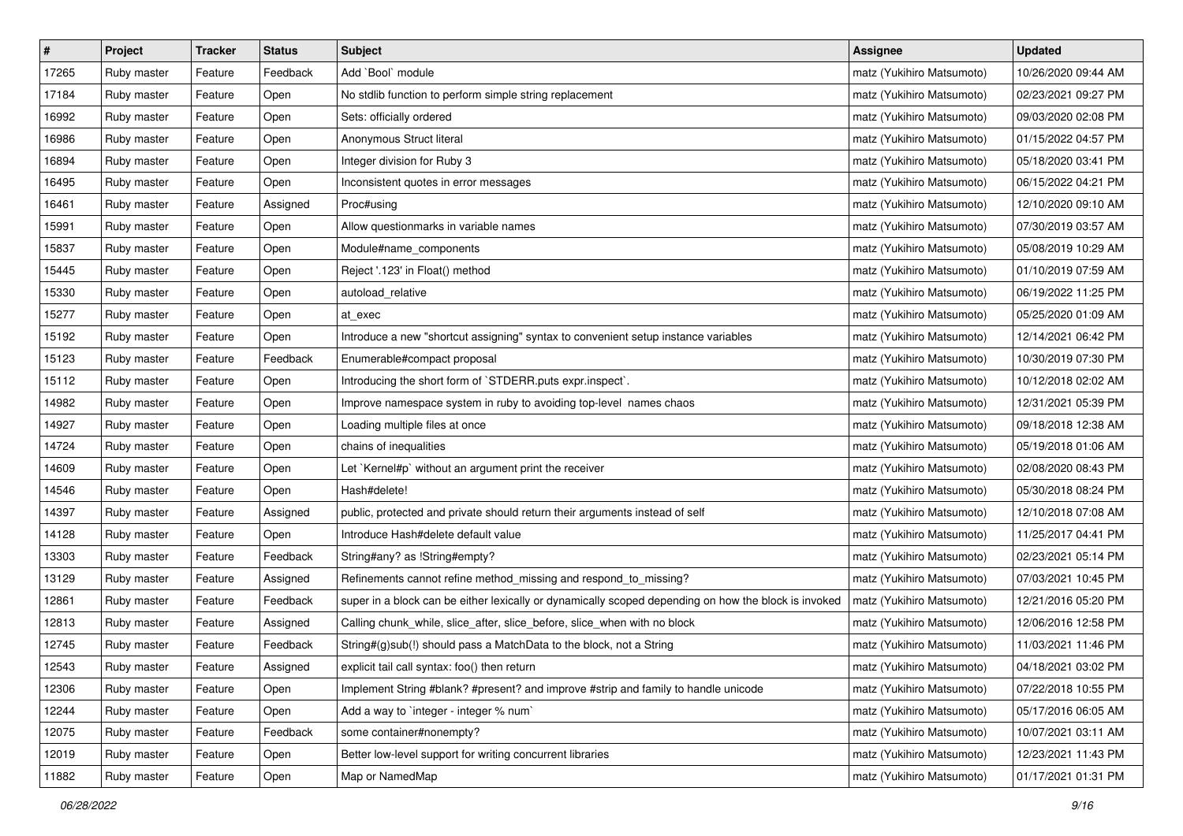| # | Project | Tracker | Status | Subject | Assignee | Updated |
|---|---|---|---|---|---|---|
| 17265 | Ruby master | Feature | Feedback | Add `Bool` module | matz (Yukihiro Matsumoto) | 10/26/2020 09:44 AM |
| 17184 | Ruby master | Feature | Open | No stdlib function to perform simple string replacement | matz (Yukihiro Matsumoto) | 02/23/2021 09:27 PM |
| 16992 | Ruby master | Feature | Open | Sets: officially ordered | matz (Yukihiro Matsumoto) | 09/03/2020 02:08 PM |
| 16986 | Ruby master | Feature | Open | Anonymous Struct literal | matz (Yukihiro Matsumoto) | 01/15/2022 04:57 PM |
| 16894 | Ruby master | Feature | Open | Integer division for Ruby 3 | matz (Yukihiro Matsumoto) | 05/18/2020 03:41 PM |
| 16495 | Ruby master | Feature | Open | Inconsistent quotes in error messages | matz (Yukihiro Matsumoto) | 06/15/2022 04:21 PM |
| 16461 | Ruby master | Feature | Assigned | Proc#using | matz (Yukihiro Matsumoto) | 12/10/2020 09:10 AM |
| 15991 | Ruby master | Feature | Open | Allow questionmarks in variable names | matz (Yukihiro Matsumoto) | 07/30/2019 03:57 AM |
| 15837 | Ruby master | Feature | Open | Module#name_components | matz (Yukihiro Matsumoto) | 05/08/2019 10:29 AM |
| 15445 | Ruby master | Feature | Open | Reject '.123' in Float() method | matz (Yukihiro Matsumoto) | 01/10/2019 07:59 AM |
| 15330 | Ruby master | Feature | Open | autoload_relative | matz (Yukihiro Matsumoto) | 06/19/2022 11:25 PM |
| 15277 | Ruby master | Feature | Open | at_exec | matz (Yukihiro Matsumoto) | 05/25/2020 01:09 AM |
| 15192 | Ruby master | Feature | Open | Introduce a new "shortcut assigning" syntax to convenient setup instance variables | matz (Yukihiro Matsumoto) | 12/14/2021 06:42 PM |
| 15123 | Ruby master | Feature | Feedback | Enumerable#compact proposal | matz (Yukihiro Matsumoto) | 10/30/2019 07:30 PM |
| 15112 | Ruby master | Feature | Open | Introducing the short form of `STDERR.puts expr.inspect`. | matz (Yukihiro Matsumoto) | 10/12/2018 02:02 AM |
| 14982 | Ruby master | Feature | Open | Improve namespace system in ruby to avoiding top-level names chaos | matz (Yukihiro Matsumoto) | 12/31/2021 05:39 PM |
| 14927 | Ruby master | Feature | Open | Loading multiple files at once | matz (Yukihiro Matsumoto) | 09/18/2018 12:38 AM |
| 14724 | Ruby master | Feature | Open | chains of inequalities | matz (Yukihiro Matsumoto) | 05/19/2018 01:06 AM |
| 14609 | Ruby master | Feature | Open | Let `Kernel#p` without an argument print the receiver | matz (Yukihiro Matsumoto) | 02/08/2020 08:43 PM |
| 14546 | Ruby master | Feature | Open | Hash#delete! | matz (Yukihiro Matsumoto) | 05/30/2018 08:24 PM |
| 14397 | Ruby master | Feature | Assigned | public, protected and private should return their arguments instead of self | matz (Yukihiro Matsumoto) | 12/10/2018 07:08 AM |
| 14128 | Ruby master | Feature | Open | Introduce Hash#delete default value | matz (Yukihiro Matsumoto) | 11/25/2017 04:41 PM |
| 13303 | Ruby master | Feature | Feedback | String#any? as !String#empty? | matz (Yukihiro Matsumoto) | 02/23/2021 05:14 PM |
| 13129 | Ruby master | Feature | Assigned | Refinements cannot refine method_missing and respond_to_missing? | matz (Yukihiro Matsumoto) | 07/03/2021 10:45 PM |
| 12861 | Ruby master | Feature | Feedback | super in a block can be either lexically or dynamically scoped depending on how the block is invoked | matz (Yukihiro Matsumoto) | 12/21/2016 05:20 PM |
| 12813 | Ruby master | Feature | Assigned | Calling chunk_while, slice_after, slice_before, slice_when with no block | matz (Yukihiro Matsumoto) | 12/06/2016 12:58 PM |
| 12745 | Ruby master | Feature | Feedback | String#(g)sub(!) should pass a MatchData to the block, not a String | matz (Yukihiro Matsumoto) | 11/03/2021 11:46 PM |
| 12543 | Ruby master | Feature | Assigned | explicit tail call syntax: foo() then return | matz (Yukihiro Matsumoto) | 04/18/2021 03:02 PM |
| 12306 | Ruby master | Feature | Open | Implement String #blank? #present? and improve #strip and family to handle unicode | matz (Yukihiro Matsumoto) | 07/22/2018 10:55 PM |
| 12244 | Ruby master | Feature | Open | Add a way to `integer - integer % num` | matz (Yukihiro Matsumoto) | 05/17/2016 06:05 AM |
| 12075 | Ruby master | Feature | Feedback | some container#nonempty? | matz (Yukihiro Matsumoto) | 10/07/2021 03:11 AM |
| 12019 | Ruby master | Feature | Open | Better low-level support for writing concurrent libraries | matz (Yukihiro Matsumoto) | 12/23/2021 11:43 PM |
| 11882 | Ruby master | Feature | Open | Map or NamedMap | matz (Yukihiro Matsumoto) | 01/17/2021 01:31 PM |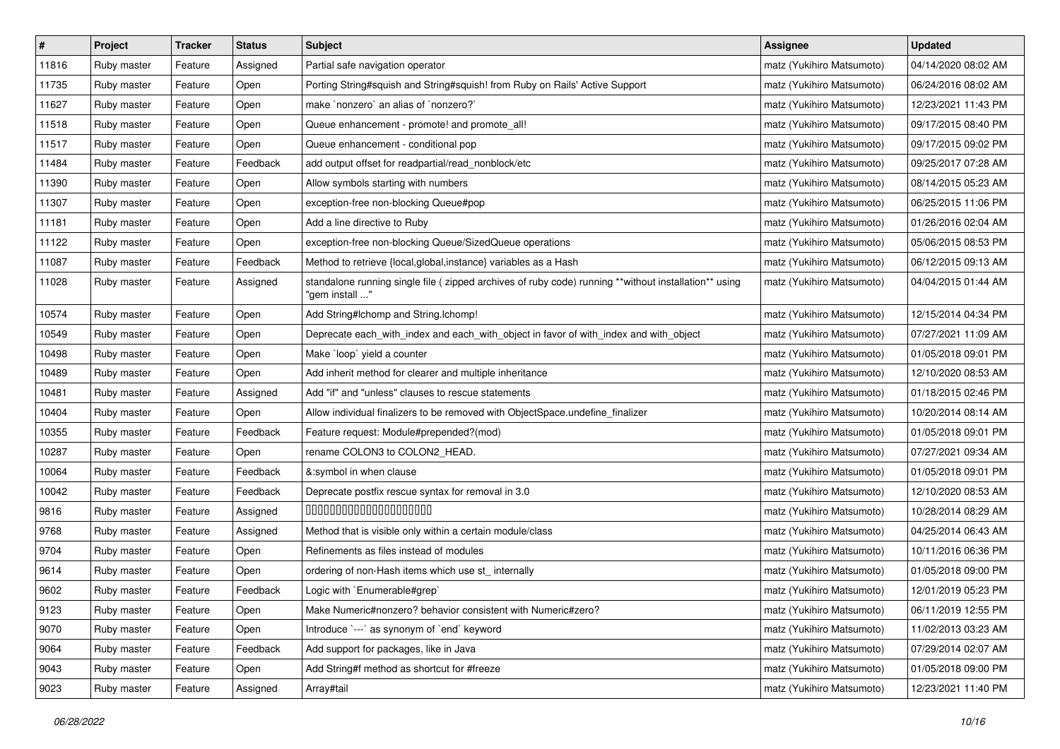| # | Project | Tracker | Status | Subject | Assignee | Updated |
|---|---|---|---|---|---|---|
| 11816 | Ruby master | Feature | Assigned | Partial safe navigation operator | matz (Yukihiro Matsumoto) | 04/14/2020 08:02 AM |
| 11735 | Ruby master | Feature | Open | Porting String#squish and String#squish! from Ruby on Rails' Active Support | matz (Yukihiro Matsumoto) | 06/24/2016 08:02 AM |
| 11627 | Ruby master | Feature | Open | make `nonzero` an alias of `nonzero?` | matz (Yukihiro Matsumoto) | 12/23/2021 11:43 PM |
| 11518 | Ruby master | Feature | Open | Queue enhancement - promote! and promote_all! | matz (Yukihiro Matsumoto) | 09/17/2015 08:40 PM |
| 11517 | Ruby master | Feature | Open | Queue enhancement - conditional pop | matz (Yukihiro Matsumoto) | 09/17/2015 09:02 PM |
| 11484 | Ruby master | Feature | Feedback | add output offset for readpartial/read_nonblock/etc | matz (Yukihiro Matsumoto) | 09/25/2017 07:28 AM |
| 11390 | Ruby master | Feature | Open | Allow symbols starting with numbers | matz (Yukihiro Matsumoto) | 08/14/2015 05:23 AM |
| 11307 | Ruby master | Feature | Open | exception-free non-blocking Queue#pop | matz (Yukihiro Matsumoto) | 06/25/2015 11:06 PM |
| 11181 | Ruby master | Feature | Open | Add a line directive to Ruby | matz (Yukihiro Matsumoto) | 01/26/2016 02:04 AM |
| 11122 | Ruby master | Feature | Open | exception-free non-blocking Queue/SizedQueue operations | matz (Yukihiro Matsumoto) | 05/06/2015 08:53 PM |
| 11087 | Ruby master | Feature | Feedback | Method to retrieve {local,global,instance} variables as a Hash | matz (Yukihiro Matsumoto) | 06/12/2015 09:13 AM |
| 11028 | Ruby master | Feature | Assigned | standalone running single file ( zipped archives of ruby code) running **without installation** using "gem install ..." | matz (Yukihiro Matsumoto) | 04/04/2015 01:44 AM |
| 10574 | Ruby master | Feature | Open | Add String#lchomp and String.lchomp! | matz (Yukihiro Matsumoto) | 12/15/2014 04:34 PM |
| 10549 | Ruby master | Feature | Open | Deprecate each_with_index and each_with_object in favor of with_index and with_object | matz (Yukihiro Matsumoto) | 07/27/2021 11:09 AM |
| 10498 | Ruby master | Feature | Open | Make `loop` yield a counter | matz (Yukihiro Matsumoto) | 01/05/2018 09:01 PM |
| 10489 | Ruby master | Feature | Open | Add inherit method for clearer and multiple inheritance | matz (Yukihiro Matsumoto) | 12/10/2020 08:53 AM |
| 10481 | Ruby master | Feature | Assigned | Add "if" and "unless" clauses to rescue statements | matz (Yukihiro Matsumoto) | 01/18/2015 02:46 PM |
| 10404 | Ruby master | Feature | Open | Allow individual finalizers to be removed with ObjectSpace.undefine_finalizer | matz (Yukihiro Matsumoto) | 10/20/2014 08:14 AM |
| 10355 | Ruby master | Feature | Feedback | Feature request: Module#prepended?(mod) | matz (Yukihiro Matsumoto) | 01/05/2018 09:01 PM |
| 10287 | Ruby master | Feature | Open | rename COLON3 to COLON2_HEAD. | matz (Yukihiro Matsumoto) | 07/27/2021 09:34 AM |
| 10064 | Ruby master | Feature | Feedback | &:symbol in when clause | matz (Yukihiro Matsumoto) | 01/05/2018 09:01 PM |
| 10042 | Ruby master | Feature | Feedback | Deprecate postfix rescue syntax for removal in 3.0 | matz (Yukihiro Matsumoto) | 12/10/2020 08:53 AM |
| 9816 | Ruby master | Feature | Assigned | 00000000000000000000 | matz (Yukihiro Matsumoto) | 10/28/2014 08:29 AM |
| 9768 | Ruby master | Feature | Assigned | Method that is visible only within a certain module/class | matz (Yukihiro Matsumoto) | 04/25/2014 06:43 AM |
| 9704 | Ruby master | Feature | Open | Refinements as files instead of modules | matz (Yukihiro Matsumoto) | 10/11/2016 06:36 PM |
| 9614 | Ruby master | Feature | Open | ordering of non-Hash items which use st_ internally | matz (Yukihiro Matsumoto) | 01/05/2018 09:00 PM |
| 9602 | Ruby master | Feature | Feedback | Logic with `Enumerable#grep` | matz (Yukihiro Matsumoto) | 12/01/2019 05:23 PM |
| 9123 | Ruby master | Feature | Open | Make Numeric#nonzero? behavior consistent with Numeric#zero? | matz (Yukihiro Matsumoto) | 06/11/2019 12:55 PM |
| 9070 | Ruby master | Feature | Open | Introduce `---` as synonym of `end` keyword | matz (Yukihiro Matsumoto) | 11/02/2013 03:23 AM |
| 9064 | Ruby master | Feature | Feedback | Add support for packages, like in Java | matz (Yukihiro Matsumoto) | 07/29/2014 02:07 AM |
| 9043 | Ruby master | Feature | Open | Add String#f method as shortcut for #freeze | matz (Yukihiro Matsumoto) | 01/05/2018 09:00 PM |
| 9023 | Ruby master | Feature | Assigned | Array#tail | matz (Yukihiro Matsumoto) | 12/23/2021 11:40 PM |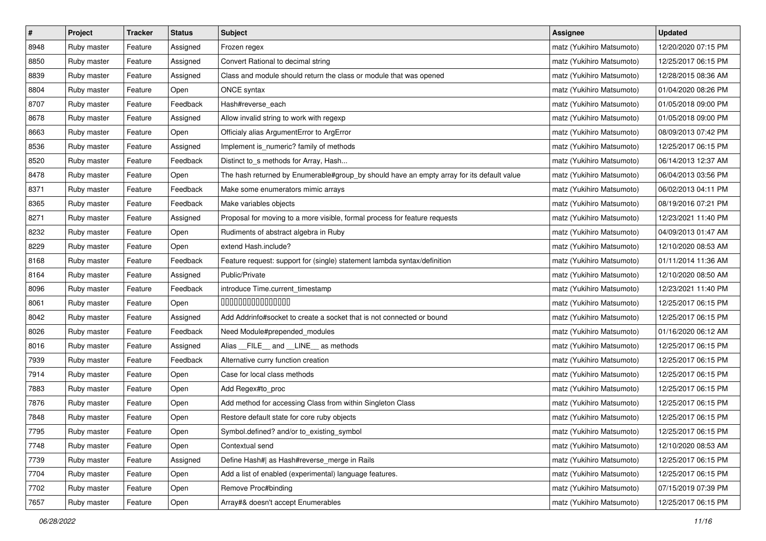| # | Project | Tracker | Status | Subject | Assignee | Updated |
|---|---|---|---|---|---|---|
| 8948 | Ruby master | Feature | Assigned | Frozen regex | matz (Yukihiro Matsumoto) | 12/20/2020 07:15 PM |
| 8850 | Ruby master | Feature | Assigned | Convert Rational to decimal string | matz (Yukihiro Matsumoto) | 12/25/2017 06:15 PM |
| 8839 | Ruby master | Feature | Assigned | Class and module should return the class or module that was opened | matz (Yukihiro Matsumoto) | 12/28/2015 08:36 AM |
| 8804 | Ruby master | Feature | Open | ONCE syntax | matz (Yukihiro Matsumoto) | 01/04/2020 08:26 PM |
| 8707 | Ruby master | Feature | Feedback | Hash#reverse_each | matz (Yukihiro Matsumoto) | 01/05/2018 09:00 PM |
| 8678 | Ruby master | Feature | Assigned | Allow invalid string to work with regexp | matz (Yukihiro Matsumoto) | 01/05/2018 09:00 PM |
| 8663 | Ruby master | Feature | Open | Officialy alias ArgumentError to ArgError | matz (Yukihiro Matsumoto) | 08/09/2013 07:42 PM |
| 8536 | Ruby master | Feature | Assigned | Implement is_numeric? family of methods | matz (Yukihiro Matsumoto) | 12/25/2017 06:15 PM |
| 8520 | Ruby master | Feature | Feedback | Distinct to_s methods for Array, Hash... | matz (Yukihiro Matsumoto) | 06/14/2013 12:37 AM |
| 8478 | Ruby master | Feature | Open | The hash returned by Enumerable#group_by should have an empty array for its default value | matz (Yukihiro Matsumoto) | 06/04/2013 03:56 PM |
| 8371 | Ruby master | Feature | Feedback | Make some enumerators mimic arrays | matz (Yukihiro Matsumoto) | 06/02/2013 04:11 PM |
| 8365 | Ruby master | Feature | Feedback | Make variables objects | matz (Yukihiro Matsumoto) | 08/19/2016 07:21 PM |
| 8271 | Ruby master | Feature | Assigned | Proposal for moving to a more visible, formal process for feature requests | matz (Yukihiro Matsumoto) | 12/23/2021 11:40 PM |
| 8232 | Ruby master | Feature | Open | Rudiments of abstract algebra in Ruby | matz (Yukihiro Matsumoto) | 04/09/2013 01:47 AM |
| 8229 | Ruby master | Feature | Open | extend Hash.include? | matz (Yukihiro Matsumoto) | 12/10/2020 08:53 AM |
| 8168 | Ruby master | Feature | Feedback | Feature request: support for (single) statement lambda syntax/definition | matz (Yukihiro Matsumoto) | 01/11/2014 11:36 AM |
| 8164 | Ruby master | Feature | Assigned | Public/Private | matz (Yukihiro Matsumoto) | 12/10/2020 08:50 AM |
| 8096 | Ruby master | Feature | Feedback | introduce Time.current_timestamp | matz (Yukihiro Matsumoto) | 12/23/2021 11:40 PM |
| 8061 | Ruby master | Feature | Open | ���������������� | matz (Yukihiro Matsumoto) | 12/25/2017 06:15 PM |
| 8042 | Ruby master | Feature | Assigned | Add Addrinfo#socket to create a socket that is not connected or bound | matz (Yukihiro Matsumoto) | 12/25/2017 06:15 PM |
| 8026 | Ruby master | Feature | Feedback | Need Module#prepended_modules | matz (Yukihiro Matsumoto) | 01/16/2020 06:12 AM |
| 8016 | Ruby master | Feature | Assigned | Alias __FILE__ and __LINE__ as methods | matz (Yukihiro Matsumoto) | 12/25/2017 06:15 PM |
| 7939 | Ruby master | Feature | Feedback | Alternative curry function creation | matz (Yukihiro Matsumoto) | 12/25/2017 06:15 PM |
| 7914 | Ruby master | Feature | Open | Case for local class methods | matz (Yukihiro Matsumoto) | 12/25/2017 06:15 PM |
| 7883 | Ruby master | Feature | Open | Add Regex#to_proc | matz (Yukihiro Matsumoto) | 12/25/2017 06:15 PM |
| 7876 | Ruby master | Feature | Open | Add method for accessing Class from within Singleton Class | matz (Yukihiro Matsumoto) | 12/25/2017 06:15 PM |
| 7848 | Ruby master | Feature | Open | Restore default state for core ruby objects | matz (Yukihiro Matsumoto) | 12/25/2017 06:15 PM |
| 7795 | Ruby master | Feature | Open | Symbol.defined? and/or to_existing_symbol | matz (Yukihiro Matsumoto) | 12/25/2017 06:15 PM |
| 7748 | Ruby master | Feature | Open | Contextual send | matz (Yukihiro Matsumoto) | 12/10/2020 08:53 AM |
| 7739 | Ruby master | Feature | Assigned | Define Hash#\| as Hash#reverse_merge in Rails | matz (Yukihiro Matsumoto) | 12/25/2017 06:15 PM |
| 7704 | Ruby master | Feature | Open | Add a list of enabled (experimental) language features. | matz (Yukihiro Matsumoto) | 12/25/2017 06:15 PM |
| 7702 | Ruby master | Feature | Open | Remove Proc#binding | matz (Yukihiro Matsumoto) | 07/15/2019 07:39 PM |
| 7657 | Ruby master | Feature | Open | Array#& doesn't accept Enumerables | matz (Yukihiro Matsumoto) | 12/25/2017 06:15 PM |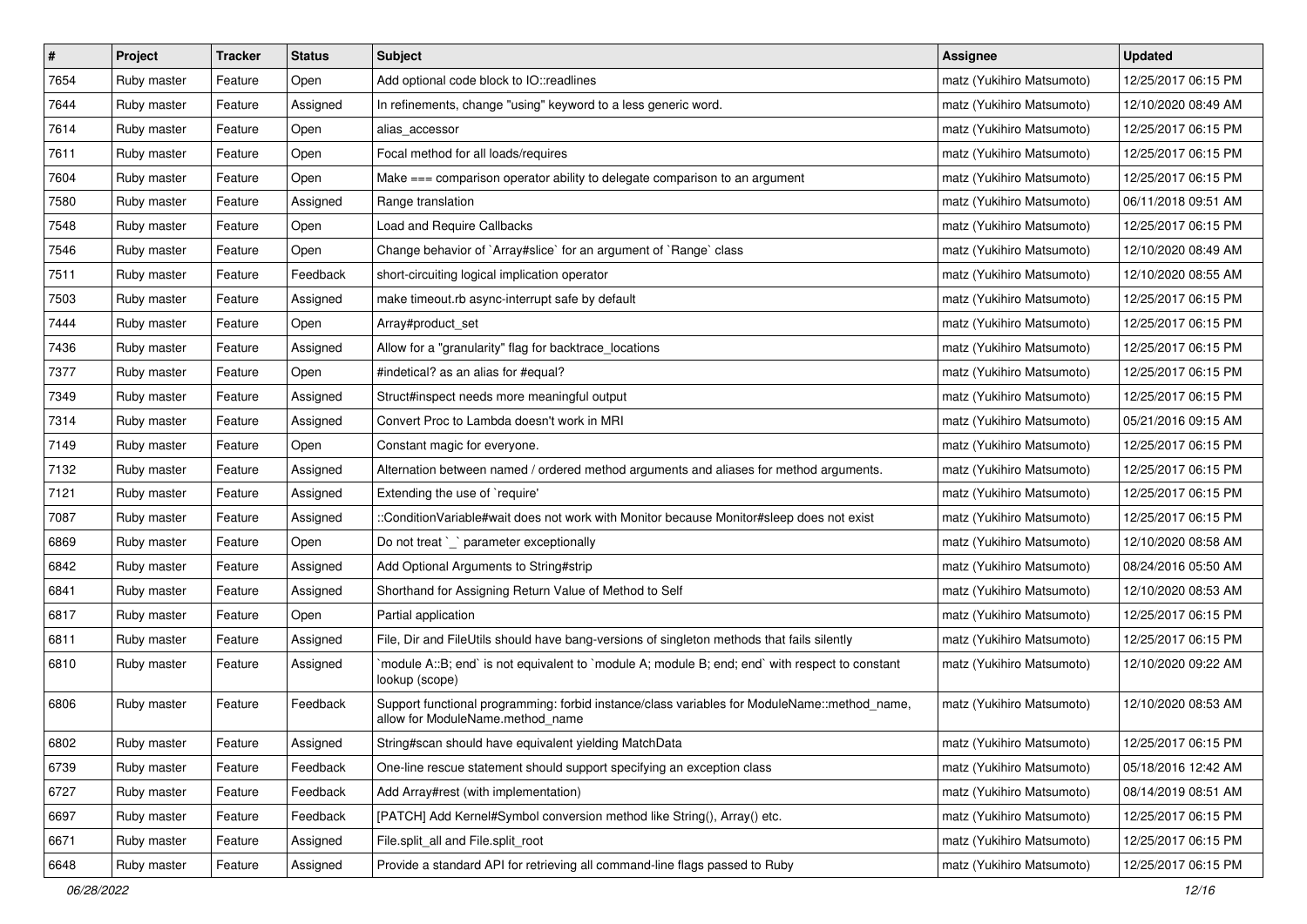| # | Project | Tracker | Status | Subject | Assignee | Updated |
|---|---|---|---|---|---|---|
| 7654 | Ruby master | Feature | Open | Add optional code block to IO::readlines | matz (Yukihiro Matsumoto) | 12/25/2017 06:15 PM |
| 7644 | Ruby master | Feature | Assigned | In refinements, change "using" keyword to a less generic word. | matz (Yukihiro Matsumoto) | 12/10/2020 08:49 AM |
| 7614 | Ruby master | Feature | Open | alias_accessor | matz (Yukihiro Matsumoto) | 12/25/2017 06:15 PM |
| 7611 | Ruby master | Feature | Open | Focal method for all loads/requires | matz (Yukihiro Matsumoto) | 12/25/2017 06:15 PM |
| 7604 | Ruby master | Feature | Open | Make === comparison operator ability to delegate comparison to an argument | matz (Yukihiro Matsumoto) | 12/25/2017 06:15 PM |
| 7580 | Ruby master | Feature | Assigned | Range translation | matz (Yukihiro Matsumoto) | 06/11/2018 09:51 AM |
| 7548 | Ruby master | Feature | Open | Load and Require Callbacks | matz (Yukihiro Matsumoto) | 12/25/2017 06:15 PM |
| 7546 | Ruby master | Feature | Open | Change behavior of `Array#slice` for an argument of `Range` class | matz (Yukihiro Matsumoto) | 12/10/2020 08:49 AM |
| 7511 | Ruby master | Feature | Feedback | short-circuiting logical implication operator | matz (Yukihiro Matsumoto) | 12/10/2020 08:55 AM |
| 7503 | Ruby master | Feature | Assigned | make timeout.rb async-interrupt safe by default | matz (Yukihiro Matsumoto) | 12/25/2017 06:15 PM |
| 7444 | Ruby master | Feature | Open | Array#product_set | matz (Yukihiro Matsumoto) | 12/25/2017 06:15 PM |
| 7436 | Ruby master | Feature | Assigned | Allow for a "granularity" flag for backtrace_locations | matz (Yukihiro Matsumoto) | 12/25/2017 06:15 PM |
| 7377 | Ruby master | Feature | Open | #indetical? as an alias for #equal? | matz (Yukihiro Matsumoto) | 12/25/2017 06:15 PM |
| 7349 | Ruby master | Feature | Assigned | Struct#inspect needs more meaningful output | matz (Yukihiro Matsumoto) | 12/25/2017 06:15 PM |
| 7314 | Ruby master | Feature | Assigned | Convert Proc to Lambda doesn't work in MRI | matz (Yukihiro Matsumoto) | 05/21/2016 09:15 AM |
| 7149 | Ruby master | Feature | Open | Constant magic for everyone. | matz (Yukihiro Matsumoto) | 12/25/2017 06:15 PM |
| 7132 | Ruby master | Feature | Assigned | Alternation between named / ordered method arguments and aliases for method arguments. | matz (Yukihiro Matsumoto) | 12/25/2017 06:15 PM |
| 7121 | Ruby master | Feature | Assigned | Extending the use of `require' | matz (Yukihiro Matsumoto) | 12/25/2017 06:15 PM |
| 7087 | Ruby master | Feature | Assigned | ::ConditionVariable#wait does not work with Monitor because Monitor#sleep does not exist | matz (Yukihiro Matsumoto) | 12/25/2017 06:15 PM |
| 6869 | Ruby master | Feature | Open | Do not treat `_` parameter exceptionally | matz (Yukihiro Matsumoto) | 12/10/2020 08:58 AM |
| 6842 | Ruby master | Feature | Assigned | Add Optional Arguments to String#strip | matz (Yukihiro Matsumoto) | 08/24/2016 05:50 AM |
| 6841 | Ruby master | Feature | Assigned | Shorthand for Assigning Return Value of Method to Self | matz (Yukihiro Matsumoto) | 12/10/2020 08:53 AM |
| 6817 | Ruby master | Feature | Open | Partial application | matz (Yukihiro Matsumoto) | 12/25/2017 06:15 PM |
| 6811 | Ruby master | Feature | Assigned | File, Dir and FileUtils should have bang-versions of singleton methods that fails silently | matz (Yukihiro Matsumoto) | 12/25/2017 06:15 PM |
| 6810 | Ruby master | Feature | Assigned | `module A::B; end` is not equivalent to `module A; module B; end; end` with respect to constant lookup (scope) | matz (Yukihiro Matsumoto) | 12/10/2020 09:22 AM |
| 6806 | Ruby master | Feature | Feedback | Support functional programming: forbid instance/class variables for ModuleName::method_name, allow for ModuleName.method_name | matz (Yukihiro Matsumoto) | 12/10/2020 08:53 AM |
| 6802 | Ruby master | Feature | Assigned | String#scan should have equivalent yielding MatchData | matz (Yukihiro Matsumoto) | 12/25/2017 06:15 PM |
| 6739 | Ruby master | Feature | Feedback | One-line rescue statement should support specifying an exception class | matz (Yukihiro Matsumoto) | 05/18/2016 12:42 AM |
| 6727 | Ruby master | Feature | Feedback | Add Array#rest (with implementation) | matz (Yukihiro Matsumoto) | 08/14/2019 08:51 AM |
| 6697 | Ruby master | Feature | Feedback | [PATCH] Add Kernel#Symbol conversion method like String(), Array() etc. | matz (Yukihiro Matsumoto) | 12/25/2017 06:15 PM |
| 6671 | Ruby master | Feature | Assigned | File.split_all and File.split_root | matz (Yukihiro Matsumoto) | 12/25/2017 06:15 PM |
| 6648 | Ruby master | Feature | Assigned | Provide a standard API for retrieving all command-line flags passed to Ruby | matz (Yukihiro Matsumoto) | 12/25/2017 06:15 PM |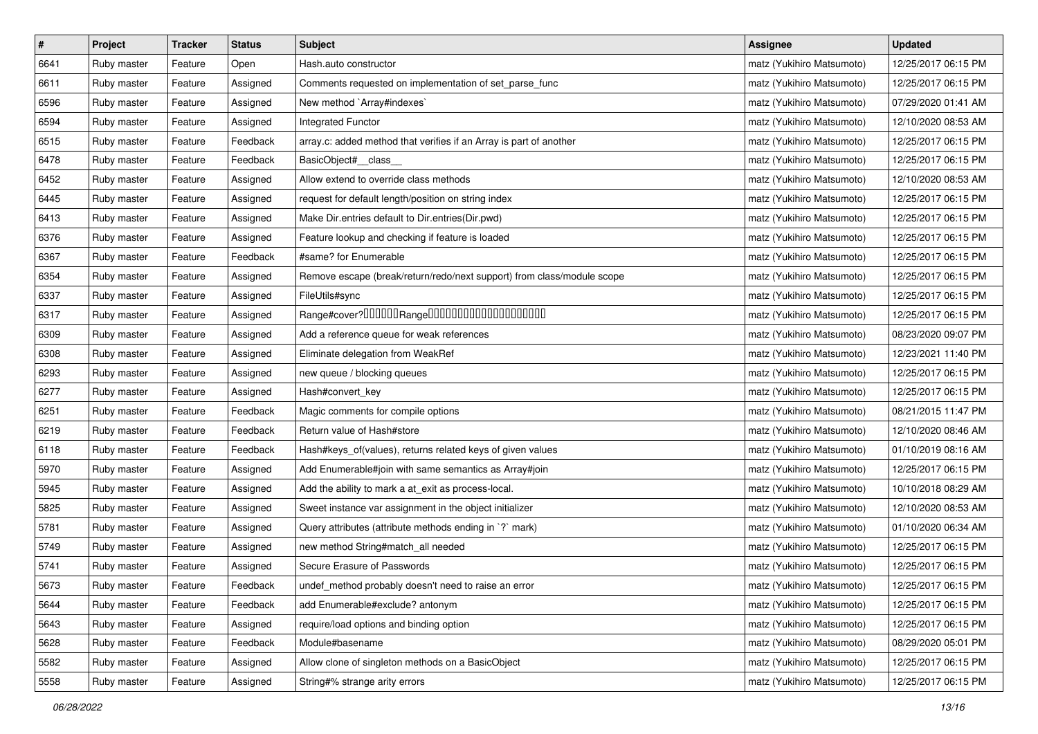| # | Project | Tracker | Status | Subject | Assignee | Updated |
|---|---|---|---|---|---|---|
| 6641 | Ruby master | Feature | Open | Hash.auto constructor | matz (Yukihiro Matsumoto) | 12/25/2017 06:15 PM |
| 6611 | Ruby master | Feature | Assigned | Comments requested on implementation of set_parse_func | matz (Yukihiro Matsumoto) | 12/25/2017 06:15 PM |
| 6596 | Ruby master | Feature | Assigned | New method `Array#indexes` | matz (Yukihiro Matsumoto) | 07/29/2020 01:41 AM |
| 6594 | Ruby master | Feature | Assigned | Integrated Functor | matz (Yukihiro Matsumoto) | 12/10/2020 08:53 AM |
| 6515 | Ruby master | Feature | Feedback | array.c: added method that verifies if an Array is part of another | matz (Yukihiro Matsumoto) | 12/25/2017 06:15 PM |
| 6478 | Ruby master | Feature | Feedback | BasicObject#__class__ | matz (Yukihiro Matsumoto) | 12/25/2017 06:15 PM |
| 6452 | Ruby master | Feature | Assigned | Allow extend to override class methods | matz (Yukihiro Matsumoto) | 12/10/2020 08:53 AM |
| 6445 | Ruby master | Feature | Assigned | request for default length/position on string index | matz (Yukihiro Matsumoto) | 12/25/2017 06:15 PM |
| 6413 | Ruby master | Feature | Assigned | Make Dir.entries default to Dir.entries(Dir.pwd) | matz (Yukihiro Matsumoto) | 12/25/2017 06:15 PM |
| 6376 | Ruby master | Feature | Assigned | Feature lookup and checking if feature is loaded | matz (Yukihiro Matsumoto) | 12/25/2017 06:15 PM |
| 6367 | Ruby master | Feature | Feedback | #same? for Enumerable | matz (Yukihiro Matsumoto) | 12/25/2017 06:15 PM |
| 6354 | Ruby master | Feature | Assigned | Remove escape (break/return/redo/next support) from class/module scope | matz (Yukihiro Matsumoto) | 12/25/2017 06:15 PM |
| 6337 | Ruby master | Feature | Assigned | FileUtils#sync | matz (Yukihiro Matsumoto) | 12/25/2017 06:15 PM |
| 6317 | Ruby master | Feature | Assigned | Range#cover?□□□□□□Range□□□□□□□□□□□□□□□□□□□□ | matz (Yukihiro Matsumoto) | 12/25/2017 06:15 PM |
| 6309 | Ruby master | Feature | Assigned | Add a reference queue for weak references | matz (Yukihiro Matsumoto) | 08/23/2020 09:07 PM |
| 6308 | Ruby master | Feature | Assigned | Eliminate delegation from WeakRef | matz (Yukihiro Matsumoto) | 12/23/2021 11:40 PM |
| 6293 | Ruby master | Feature | Assigned | new queue / blocking queues | matz (Yukihiro Matsumoto) | 12/25/2017 06:15 PM |
| 6277 | Ruby master | Feature | Assigned | Hash#convert_key | matz (Yukihiro Matsumoto) | 12/25/2017 06:15 PM |
| 6251 | Ruby master | Feature | Feedback | Magic comments for compile options | matz (Yukihiro Matsumoto) | 08/21/2015 11:47 PM |
| 6219 | Ruby master | Feature | Feedback | Return value of Hash#store | matz (Yukihiro Matsumoto) | 12/10/2020 08:46 AM |
| 6118 | Ruby master | Feature | Feedback | Hash#keys_of(values), returns related keys of given values | matz (Yukihiro Matsumoto) | 01/10/2019 08:16 AM |
| 5970 | Ruby master | Feature | Assigned | Add Enumerable#join with same semantics as Array#join | matz (Yukihiro Matsumoto) | 12/25/2017 06:15 PM |
| 5945 | Ruby master | Feature | Assigned | Add the ability to mark a at_exit as process-local. | matz (Yukihiro Matsumoto) | 10/10/2018 08:29 AM |
| 5825 | Ruby master | Feature | Assigned | Sweet instance var assignment in the object initializer | matz (Yukihiro Matsumoto) | 12/10/2020 08:53 AM |
| 5781 | Ruby master | Feature | Assigned | Query attributes (attribute methods ending in `?` mark) | matz (Yukihiro Matsumoto) | 01/10/2020 06:34 AM |
| 5749 | Ruby master | Feature | Assigned | new method String#match_all needed | matz (Yukihiro Matsumoto) | 12/25/2017 06:15 PM |
| 5741 | Ruby master | Feature | Assigned | Secure Erasure of Passwords | matz (Yukihiro Matsumoto) | 12/25/2017 06:15 PM |
| 5673 | Ruby master | Feature | Feedback | undef_method probably doesn't need to raise an error | matz (Yukihiro Matsumoto) | 12/25/2017 06:15 PM |
| 5644 | Ruby master | Feature | Feedback | add Enumerable#exclude? antonym | matz (Yukihiro Matsumoto) | 12/25/2017 06:15 PM |
| 5643 | Ruby master | Feature | Assigned | require/load options and binding option | matz (Yukihiro Matsumoto) | 12/25/2017 06:15 PM |
| 5628 | Ruby master | Feature | Feedback | Module#basename | matz (Yukihiro Matsumoto) | 08/29/2020 05:01 PM |
| 5582 | Ruby master | Feature | Assigned | Allow clone of singleton methods on a BasicObject | matz (Yukihiro Matsumoto) | 12/25/2017 06:15 PM |
| 5558 | Ruby master | Feature | Assigned | String#% strange arity errors | matz (Yukihiro Matsumoto) | 12/25/2017 06:15 PM |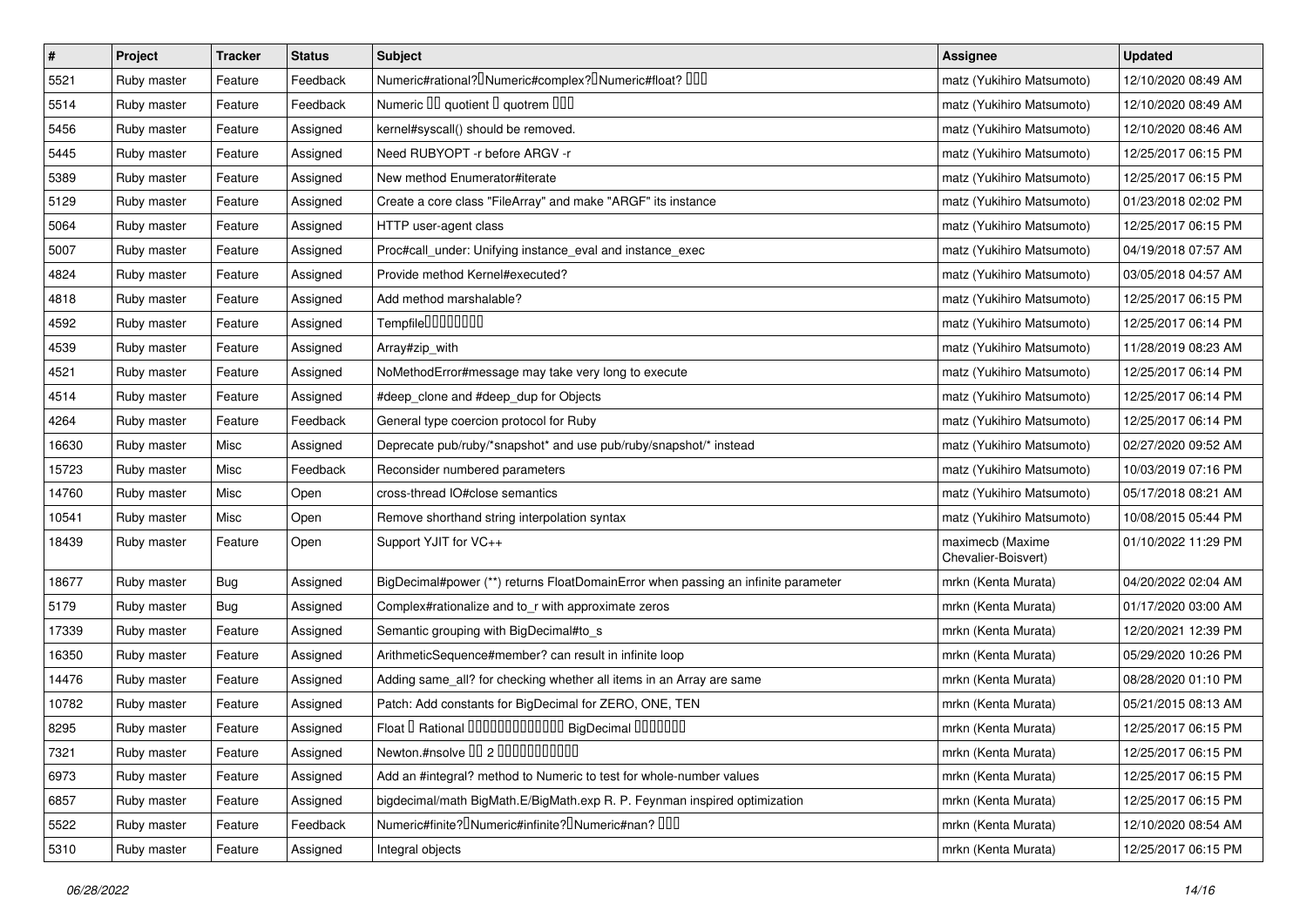| # | Project | Tracker | Status | Subject | Assignee | Updated |
|---|---|---|---|---|---|---|
| 5521 | Ruby master | Feature | Feedback | Numeric#rational?□Numeric#complex?□Numeric#float? □□□ | matz (Yukihiro Matsumoto) | 12/10/2020 08:49 AM |
| 5514 | Ruby master | Feature | Feedback | Numeric □□ quotient □ quotrem □□□ | matz (Yukihiro Matsumoto) | 12/10/2020 08:49 AM |
| 5456 | Ruby master | Feature | Assigned | kernel#syscall() should be removed. | matz (Yukihiro Matsumoto) | 12/10/2020 08:46 AM |
| 5445 | Ruby master | Feature | Assigned | Need RUBYOPT -r before ARGV -r | matz (Yukihiro Matsumoto) | 12/25/2017 06:15 PM |
| 5389 | Ruby master | Feature | Assigned | New method Enumerator#iterate | matz (Yukihiro Matsumoto) | 12/25/2017 06:15 PM |
| 5129 | Ruby master | Feature | Assigned | Create a core class "FileArray" and make "ARGF" its instance | matz (Yukihiro Matsumoto) | 01/23/2018 02:02 PM |
| 5064 | Ruby master | Feature | Assigned | HTTP user-agent class | matz (Yukihiro Matsumoto) | 12/25/2017 06:15 PM |
| 5007 | Ruby master | Feature | Assigned | Proc#call_under: Unifying instance_eval and instance_exec | matz (Yukihiro Matsumoto) | 04/19/2018 07:57 AM |
| 4824 | Ruby master | Feature | Assigned | Provide method Kernel#executed? | matz (Yukihiro Matsumoto) | 03/05/2018 04:57 AM |
| 4818 | Ruby master | Feature | Assigned | Add method marshalable? | matz (Yukihiro Matsumoto) | 12/25/2017 06:15 PM |
| 4592 | Ruby master | Feature | Assigned | Tempfile□□□□□□□□ | matz (Yukihiro Matsumoto) | 12/25/2017 06:14 PM |
| 4539 | Ruby master | Feature | Assigned | Array#zip_with | matz (Yukihiro Matsumoto) | 11/28/2019 08:23 AM |
| 4521 | Ruby master | Feature | Assigned | NoMethodError#message may take very long to execute | matz (Yukihiro Matsumoto) | 12/25/2017 06:14 PM |
| 4514 | Ruby master | Feature | Assigned | #deep_clone and #deep_dup for Objects | matz (Yukihiro Matsumoto) | 12/25/2017 06:14 PM |
| 4264 | Ruby master | Feature | Feedback | General type coercion protocol for Ruby | matz (Yukihiro Matsumoto) | 12/25/2017 06:14 PM |
| 16630 | Ruby master | Misc | Assigned | Deprecate pub/ruby/*snapshot* and use pub/ruby/snapshot/* instead | matz (Yukihiro Matsumoto) | 02/27/2020 09:52 AM |
| 15723 | Ruby master | Misc | Feedback | Reconsider numbered parameters | matz (Yukihiro Matsumoto) | 10/03/2019 07:16 PM |
| 14760 | Ruby master | Misc | Open | cross-thread IO#close semantics | matz (Yukihiro Matsumoto) | 05/17/2018 08:21 AM |
| 10541 | Ruby master | Misc | Open | Remove shorthand string interpolation syntax | matz (Yukihiro Matsumoto) | 10/08/2015 05:44 PM |
| 18439 | Ruby master | Feature | Open | Support YJIT for VC++ | maximecb (Maxime Chevalier-Boisvert) | 01/10/2022 11:29 PM |
| 18677 | Ruby master | Bug | Assigned | BigDecimal#power (**) returns FloatDomainError when passing an infinite parameter | mrkn (Kenta Murata) | 04/20/2022 02:04 AM |
| 5179 | Ruby master | Bug | Assigned | Complex#rationalize and to_r with approximate zeros | mrkn (Kenta Murata) | 01/17/2020 03:00 AM |
| 17339 | Ruby master | Feature | Assigned | Semantic grouping with BigDecimal#to_s | mrkn (Kenta Murata) | 12/20/2021 12:39 PM |
| 16350 | Ruby master | Feature | Assigned | ArithmeticSequence#member? can result in infinite loop | mrkn (Kenta Murata) | 05/29/2020 10:26 PM |
| 14476 | Ruby master | Feature | Assigned | Adding same_all? for checking whether all items in an Array are same | mrkn (Kenta Murata) | 08/28/2020 01:10 PM |
| 10782 | Ruby master | Feature | Assigned | Patch: Add constants for BigDecimal for ZERO, ONE, TEN | mrkn (Kenta Murata) | 05/21/2015 08:13 AM |
| 8295 | Ruby master | Feature | Assigned | Float □ Rational □□□□□□□□□□□□□ BigDecimal □□□□□□□ | mrkn (Kenta Murata) | 12/25/2017 06:15 PM |
| 7321 | Ruby master | Feature | Assigned | Newton.#nsolve □□ 2 □□□□□□□□□□□ | mrkn (Kenta Murata) | 12/25/2017 06:15 PM |
| 6973 | Ruby master | Feature | Assigned | Add an #integral? method to Numeric to test for whole-number values | mrkn (Kenta Murata) | 12/25/2017 06:15 PM |
| 6857 | Ruby master | Feature | Assigned | bigdecimal/math BigMath.E/BigMath.exp R. P. Feynman inspired optimization | mrkn (Kenta Murata) | 12/25/2017 06:15 PM |
| 5522 | Ruby master | Feature | Feedback | Numeric#finite?□Numeric#infinite?□Numeric#nan? □□□ | mrkn (Kenta Murata) | 12/10/2020 08:54 AM |
| 5310 | Ruby master | Feature | Assigned | Integral objects | mrkn (Kenta Murata) | 12/25/2017 06:15 PM |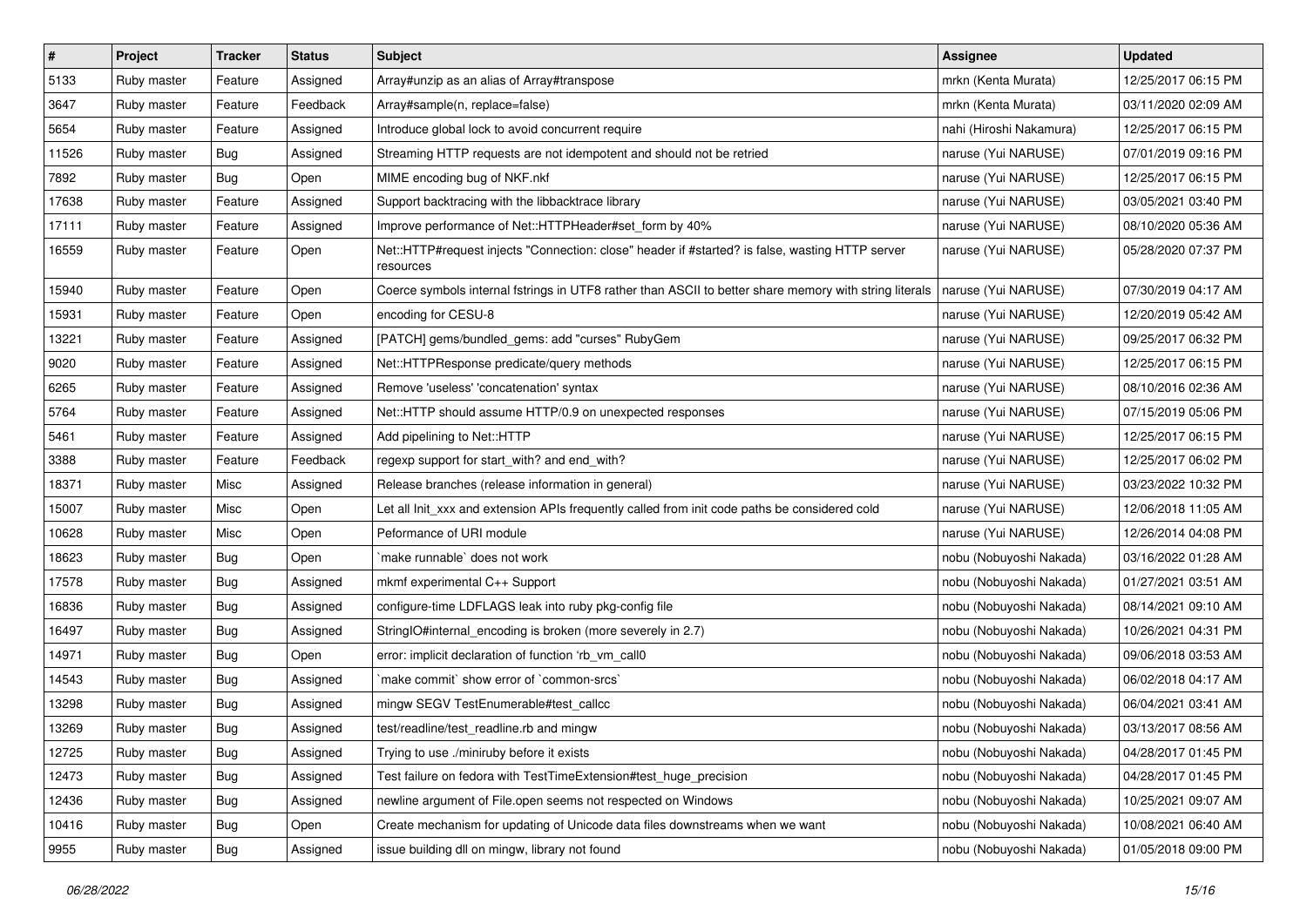| # | Project | Tracker | Status | Subject | Assignee | Updated |
|---|---|---|---|---|---|---|
| 5133 | Ruby master | Feature | Assigned | Array#unzip as an alias of Array#transpose | mrkn (Kenta Murata) | 12/25/2017 06:15 PM |
| 3647 | Ruby master | Feature | Feedback | Array#sample(n, replace=false) | mrkn (Kenta Murata) | 03/11/2020 02:09 AM |
| 5654 | Ruby master | Feature | Assigned | Introduce global lock to avoid concurrent require | nahi (Hiroshi Nakamura) | 12/25/2017 06:15 PM |
| 11526 | Ruby master | Bug | Assigned | Streaming HTTP requests are not idempotent and should not be retried | naruse (Yui NARUSE) | 07/01/2019 09:16 PM |
| 7892 | Ruby master | Bug | Open | MIME encoding bug of NKF.nkf | naruse (Yui NARUSE) | 12/25/2017 06:15 PM |
| 17638 | Ruby master | Feature | Assigned | Support backtracing with the libbacktrace library | naruse (Yui NARUSE) | 03/05/2021 03:40 PM |
| 17111 | Ruby master | Feature | Assigned | Improve performance of Net::HTTPHeader#set_form by 40% | naruse (Yui NARUSE) | 08/10/2020 05:36 AM |
| 16559 | Ruby master | Feature | Open | Net::HTTP#request injects "Connection: close" header if #started? is false, wasting HTTP server resources | naruse (Yui NARUSE) | 05/28/2020 07:37 PM |
| 15940 | Ruby master | Feature | Open | Coerce symbols internal fstrings in UTF8 rather than ASCII to better share memory with string literals | naruse (Yui NARUSE) | 07/30/2019 04:17 AM |
| 15931 | Ruby master | Feature | Open | encoding for CESU-8 | naruse (Yui NARUSE) | 12/20/2019 05:42 AM |
| 13221 | Ruby master | Feature | Assigned | [PATCH] gems/bundled_gems: add "curses" RubyGem | naruse (Yui NARUSE) | 09/25/2017 06:32 PM |
| 9020 | Ruby master | Feature | Assigned | Net::HTTPResponse predicate/query methods | naruse (Yui NARUSE) | 12/25/2017 06:15 PM |
| 6265 | Ruby master | Feature | Assigned | Remove 'useless' 'concatenation' syntax | naruse (Yui NARUSE) | 08/10/2016 02:36 AM |
| 5764 | Ruby master | Feature | Assigned | Net::HTTP should assume HTTP/0.9 on unexpected responses | naruse (Yui NARUSE) | 07/15/2019 05:06 PM |
| 5461 | Ruby master | Feature | Assigned | Add pipelining to Net::HTTP | naruse (Yui NARUSE) | 12/25/2017 06:15 PM |
| 3388 | Ruby master | Feature | Feedback | regexp support for start_with? and end_with? | naruse (Yui NARUSE) | 12/25/2017 06:02 PM |
| 18371 | Ruby master | Misc | Assigned | Release branches (release information in general) | naruse (Yui NARUSE) | 03/23/2022 10:32 PM |
| 15007 | Ruby master | Misc | Open | Let all Init_xxx and extension APIs frequently called from init code paths be considered cold | naruse (Yui NARUSE) | 12/06/2018 11:05 AM |
| 10628 | Ruby master | Misc | Open | Peformance of URI module | naruse (Yui NARUSE) | 12/26/2014 04:08 PM |
| 18623 | Ruby master | Bug | Open | `make runnable` does not work | nobu (Nobuyoshi Nakada) | 03/16/2022 01:28 AM |
| 17578 | Ruby master | Bug | Assigned | mkmf experimental C++ Support | nobu (Nobuyoshi Nakada) | 01/27/2021 03:51 AM |
| 16836 | Ruby master | Bug | Assigned | configure-time LDFLAGS leak into ruby pkg-config file | nobu (Nobuyoshi Nakada) | 08/14/2021 09:10 AM |
| 16497 | Ruby master | Bug | Assigned | StringIO#internal_encoding is broken (more severely in 2.7) | nobu (Nobuyoshi Nakada) | 10/26/2021 04:31 PM |
| 14971 | Ruby master | Bug | Open | error: implicit declaration of function 'rb_vm_call0 | nobu (Nobuyoshi Nakada) | 09/06/2018 03:53 AM |
| 14543 | Ruby master | Bug | Assigned | `make commit` show error of `common-srcs` | nobu (Nobuyoshi Nakada) | 06/02/2018 04:17 AM |
| 13298 | Ruby master | Bug | Assigned | mingw SEGV TestEnumerable#test_callcc | nobu (Nobuyoshi Nakada) | 06/04/2021 03:41 AM |
| 13269 | Ruby master | Bug | Assigned | test/readline/test_readline.rb and mingw | nobu (Nobuyoshi Nakada) | 03/13/2017 08:56 AM |
| 12725 | Ruby master | Bug | Assigned | Trying to use ./miniruby before it exists | nobu (Nobuyoshi Nakada) | 04/28/2017 01:45 PM |
| 12473 | Ruby master | Bug | Assigned | Test failure on fedora with TestTimeExtension#test_huge_precision | nobu (Nobuyoshi Nakada) | 04/28/2017 01:45 PM |
| 12436 | Ruby master | Bug | Assigned | newline argument of File.open seems not respected on Windows | nobu (Nobuyoshi Nakada) | 10/25/2021 09:07 AM |
| 10416 | Ruby master | Bug | Open | Create mechanism for updating of Unicode data files downstreams when we want | nobu (Nobuyoshi Nakada) | 10/08/2021 06:40 AM |
| 9955 | Ruby master | Bug | Assigned | issue building dll on mingw, library not found | nobu (Nobuyoshi Nakada) | 01/05/2018 09:00 PM |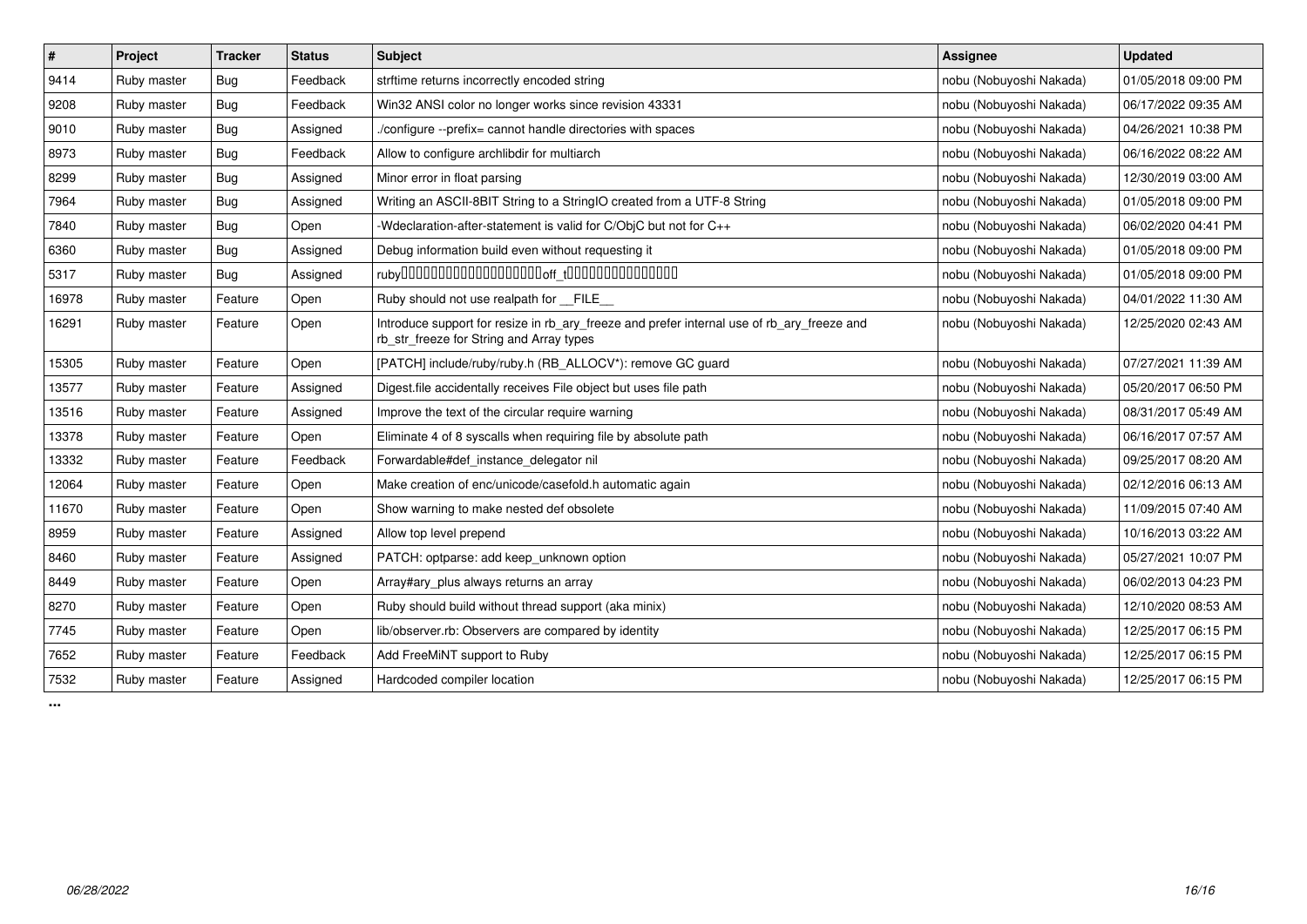| # | Project | Tracker | Status | Subject | Assignee | Updated |
|---|---|---|---|---|---|---|
| 9414 | Ruby master | Bug | Feedback | strftime returns incorrectly encoded string | nobu (Nobuyoshi Nakada) | 01/05/2018 09:00 PM |
| 9208 | Ruby master | Bug | Feedback | Win32 ANSI color no longer works since revision 43331 | nobu (Nobuyoshi Nakada) | 06/17/2022 09:35 AM |
| 9010 | Ruby master | Bug | Assigned | ./configure --prefix= cannot handle directories with spaces | nobu (Nobuyoshi Nakada) | 04/26/2021 10:38 PM |
| 8973 | Ruby master | Bug | Feedback | Allow to configure archlibdir for multiarch | nobu (Nobuyoshi Nakada) | 06/16/2022 08:22 AM |
| 8299 | Ruby master | Bug | Assigned | Minor error in float parsing | nobu (Nobuyoshi Nakada) | 12/30/2019 03:00 AM |
| 7964 | Ruby master | Bug | Assigned | Writing an ASCII-8BIT String to a StringIO created from a UTF-8 String | nobu (Nobuyoshi Nakada) | 01/05/2018 09:00 PM |
| 7840 | Ruby master | Bug | Open | -Wdeclaration-after-statement is valid for C/ObjC but not for C++ | nobu (Nobuyoshi Nakada) | 06/02/2020 04:41 PM |
| 6360 | Ruby master | Bug | Assigned | Debug information build even without requesting it | nobu (Nobuyoshi Nakada) | 01/05/2018 09:00 PM |
| 5317 | Ruby master | Bug | Assigned | ruby□□□□□□□□□□□□□□□□□□□□off_t□□□□□□□□□□□□□□□□ | nobu (Nobuyoshi Nakada) | 01/05/2018 09:00 PM |
| 16978 | Ruby master | Feature | Open | Ruby should not use realpath for __FILE__ | nobu (Nobuyoshi Nakada) | 04/01/2022 11:30 AM |
| 16291 | Ruby master | Feature | Open | Introduce support for resize in rb_ary_freeze and prefer internal use of rb_ary_freeze and rb_str_freeze for String and Array types | nobu (Nobuyoshi Nakada) | 12/25/2020 02:43 AM |
| 15305 | Ruby master | Feature | Open | [PATCH] include/ruby/ruby.h (RB_ALLOCV*): remove GC guard | nobu (Nobuyoshi Nakada) | 07/27/2021 11:39 AM |
| 13577 | Ruby master | Feature | Assigned | Digest.file accidentally receives File object but uses file path | nobu (Nobuyoshi Nakada) | 05/20/2017 06:50 PM |
| 13516 | Ruby master | Feature | Assigned | Improve the text of the circular require warning | nobu (Nobuyoshi Nakada) | 08/31/2017 05:49 AM |
| 13378 | Ruby master | Feature | Open | Eliminate 4 of 8 syscalls when requiring file by absolute path | nobu (Nobuyoshi Nakada) | 06/16/2017 07:57 AM |
| 13332 | Ruby master | Feature | Feedback | Forwardable#def_instance_delegator nil | nobu (Nobuyoshi Nakada) | 09/25/2017 08:20 AM |
| 12064 | Ruby master | Feature | Open | Make creation of enc/unicode/casefold.h automatic again | nobu (Nobuyoshi Nakada) | 02/12/2016 06:13 AM |
| 11670 | Ruby master | Feature | Open | Show warning to make nested def obsolete | nobu (Nobuyoshi Nakada) | 11/09/2015 07:40 AM |
| 8959 | Ruby master | Feature | Assigned | Allow top level prepend | nobu (Nobuyoshi Nakada) | 10/16/2013 03:22 AM |
| 8460 | Ruby master | Feature | Assigned | PATCH: optparse: add keep_unknown option | nobu (Nobuyoshi Nakada) | 05/27/2021 10:07 PM |
| 8449 | Ruby master | Feature | Open | Array#ary_plus always returns an array | nobu (Nobuyoshi Nakada) | 06/02/2013 04:23 PM |
| 8270 | Ruby master | Feature | Open | Ruby should build without thread support (aka minix) | nobu (Nobuyoshi Nakada) | 12/10/2020 08:53 AM |
| 7745 | Ruby master | Feature | Open | lib/observer.rb: Observers are compared by identity | nobu (Nobuyoshi Nakada) | 12/25/2017 06:15 PM |
| 7652 | Ruby master | Feature | Feedback | Add FreeMiNT support to Ruby | nobu (Nobuyoshi Nakada) | 12/25/2017 06:15 PM |
| 7532 | Ruby master | Feature | Assigned | Hardcoded compiler location | nobu (Nobuyoshi Nakada) | 12/25/2017 06:15 PM |

...